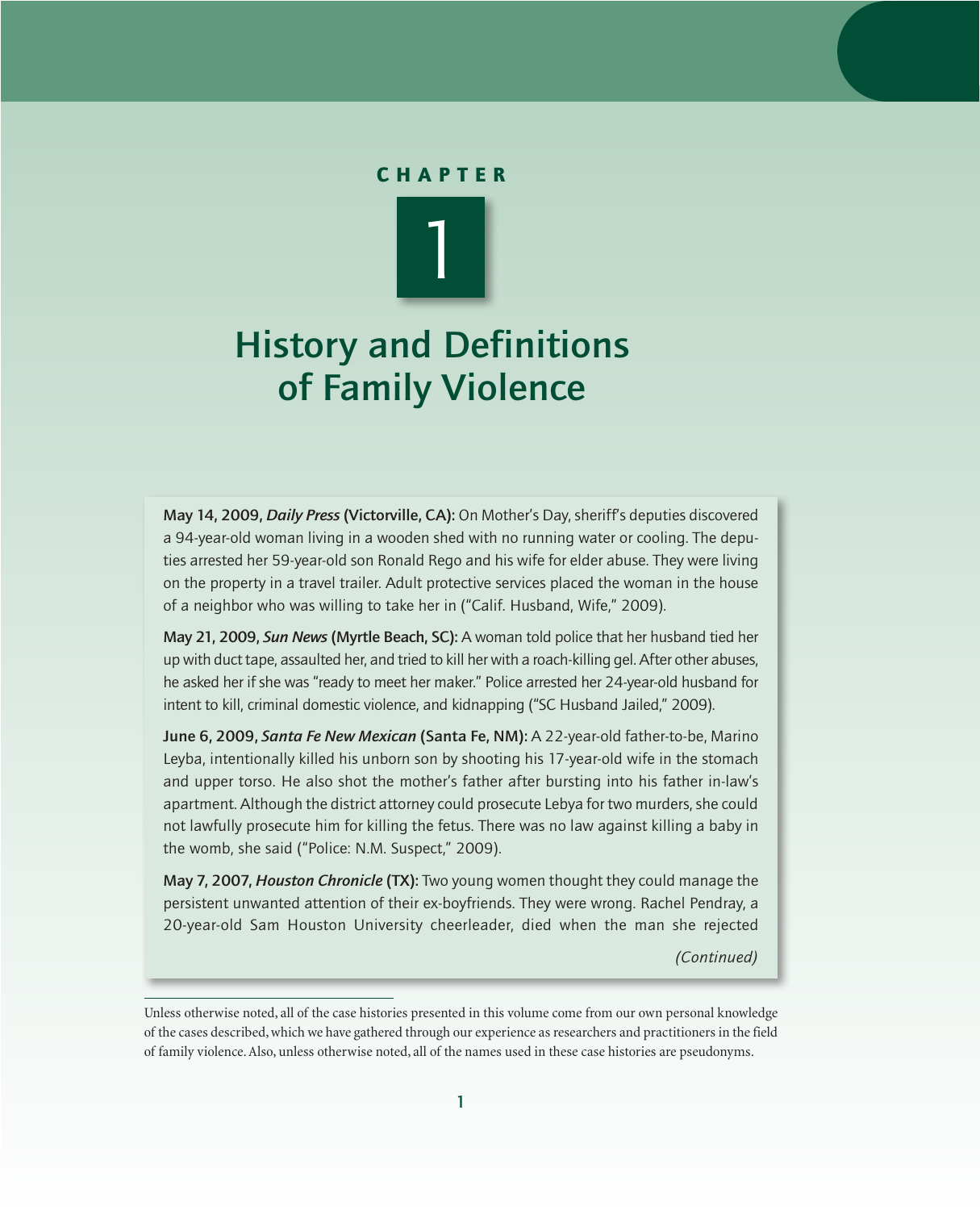# CHAPTER 1

# History and Definitions of Family Violence

**May 14, 2009, *Daily Press* (Victorville, CA):** On Mother's Day, sheriff's deputies discovered a 94-year-old woman living in a wooden shed with no running water or cooling. The deputies arrested her 59-year-old son Ronald Rego and his wife for elder abuse. They were living on the property in a travel trailer. Adult protective services placed the woman in the house of a neighbor who was willing to take her in ("Calif. Husband, Wife," 2009).

**May 21, 2009, *Sun News* (Myrtle Beach, SC):** A woman told police that her husband tied her up with duct tape, assaulted her, and tried to kill her with a roach-killing gel. After other abuses, he asked her if she was "ready to meet her maker." Police arrested her 24-year-old husband for intent to kill, criminal domestic violence, and kidnapping ("SC Husband Jailed," 2009).

**June 6, 2009, *Santa Fe New Mexican* (Santa Fe, NM):** A 22-year-old father-to-be, Marino Leyba, intentionally killed his unborn son by shooting his 17-year-old wife in the stomach and upper torso. He also shot the mother's father after bursting into his father in-law's apartment. Although the district attorney could prosecute Lebya for two murders, she could not lawfully prosecute him for killing the fetus. There was no law against killing a baby in the womb, she said ("Police: N.M. Suspect," 2009).

**May 7, 2007, *Houston Chronicle* (TX):** Two young women thought they could manage the persistent unwanted attention of their ex-boyfriends. They were wrong. Rachel Pendray, a 20-year-old Sam Houston University cheerleader, died when the man she rejected

*(Continued)*

---

Unless otherwise noted, all of the case histories presented in this volume come from our own personal knowledge of the cases described, which we have gathered through our experience as researchers and practitioners in the field of family violence. Also, unless otherwise noted, all of the names used in these case histories are pseudonyms.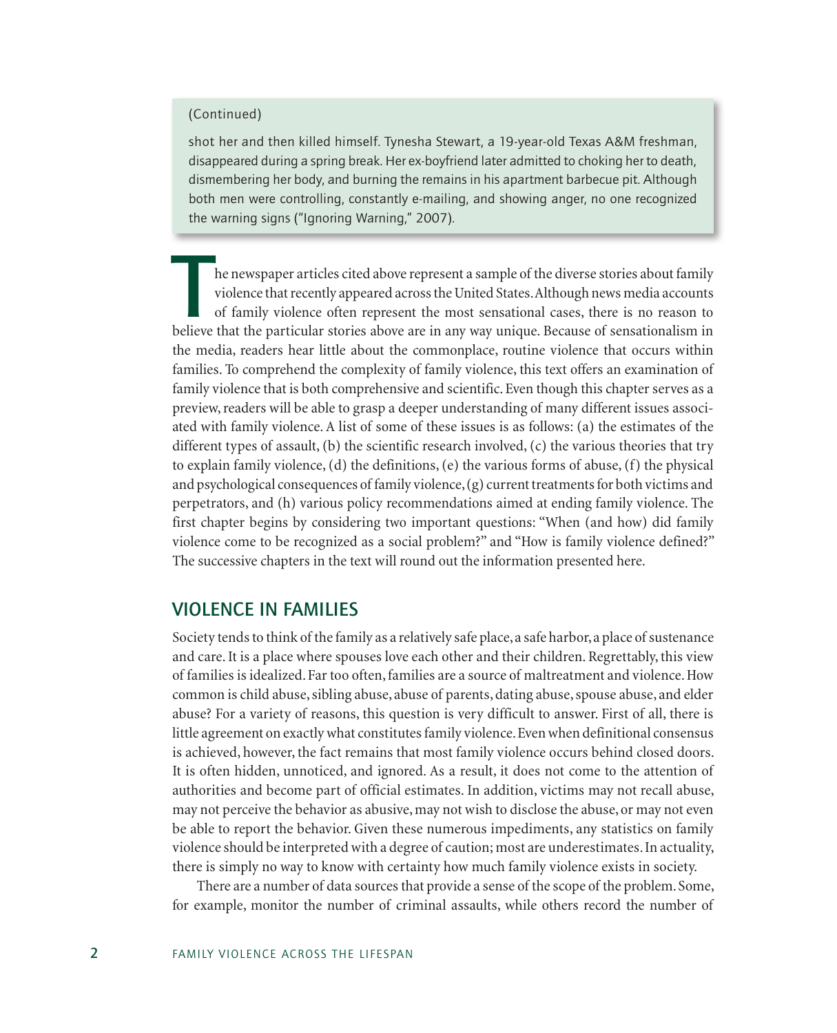(Continued)

shot her and then killed himself. Tynesha Stewart, a 19-year-old Texas A&M freshman, disappeared during a spring break. Her ex-boyfriend later admitted to choking her to death, dismembering her body, and burning the remains in his apartment barbecue pit. Although both men were controlling, constantly e-mailing, and showing anger, no one recognized the warning signs ("Ignoring Warning," 2007).

The newspaper articles cited above represent a sample of the diverse stories about family violence that recently appeared across the United States. Although news media accounts of family violence often represent the most sensational cases, there is no reason to believe that the particular stories above are in any way unique. Because of sensationalism in the media, readers hear little about the commonplace, routine violence that occurs within families. To comprehend the complexity of family violence, this text offers an examination of family violence that is both comprehensive and scientific. Even though this chapter serves as a preview, readers will be able to grasp a deeper understanding of many different issues associated with family violence. A list of some of these issues is as follows: (a) the estimates of the different types of assault, (b) the scientific research involved, (c) the various theories that try to explain family violence, (d) the definitions, (e) the various forms of abuse, (f) the physical and psychological consequences of family violence, (g) current treatments for both victims and perpetrators, and (h) various policy recommendations aimed at ending family violence. The first chapter begins by considering two important questions: "When (and how) did family violence come to be recognized as a social problem?" and "How is family violence defined?" The successive chapters in the text will round out the information presented here.

## VIOLENCE IN FAMILIES

Society tends to think of the family as a relatively safe place, a safe harbor, a place of sustenance and care. It is a place where spouses love each other and their children. Regrettably, this view of families is idealized. Far too often, families are a source of maltreatment and violence. How common is child abuse, sibling abuse, abuse of parents, dating abuse, spouse abuse, and elder abuse? For a variety of reasons, this question is very difficult to answer. First of all, there is little agreement on exactly what constitutes family violence. Even when definitional consensus is achieved, however, the fact remains that most family violence occurs behind closed doors. It is often hidden, unnoticed, and ignored. As a result, it does not come to the attention of authorities and become part of official estimates. In addition, victims may not recall abuse, may not perceive the behavior as abusive, may not wish to disclose the abuse, or may not even be able to report the behavior. Given these numerous impediments, any statistics on family violence should be interpreted with a degree of caution; most are underestimates. In actuality, there is simply no way to know with certainty how much family violence exists in society.

There are a number of data sources that provide a sense of the scope of the problem. Some, for example, monitor the number of criminal assaults, while others record the number of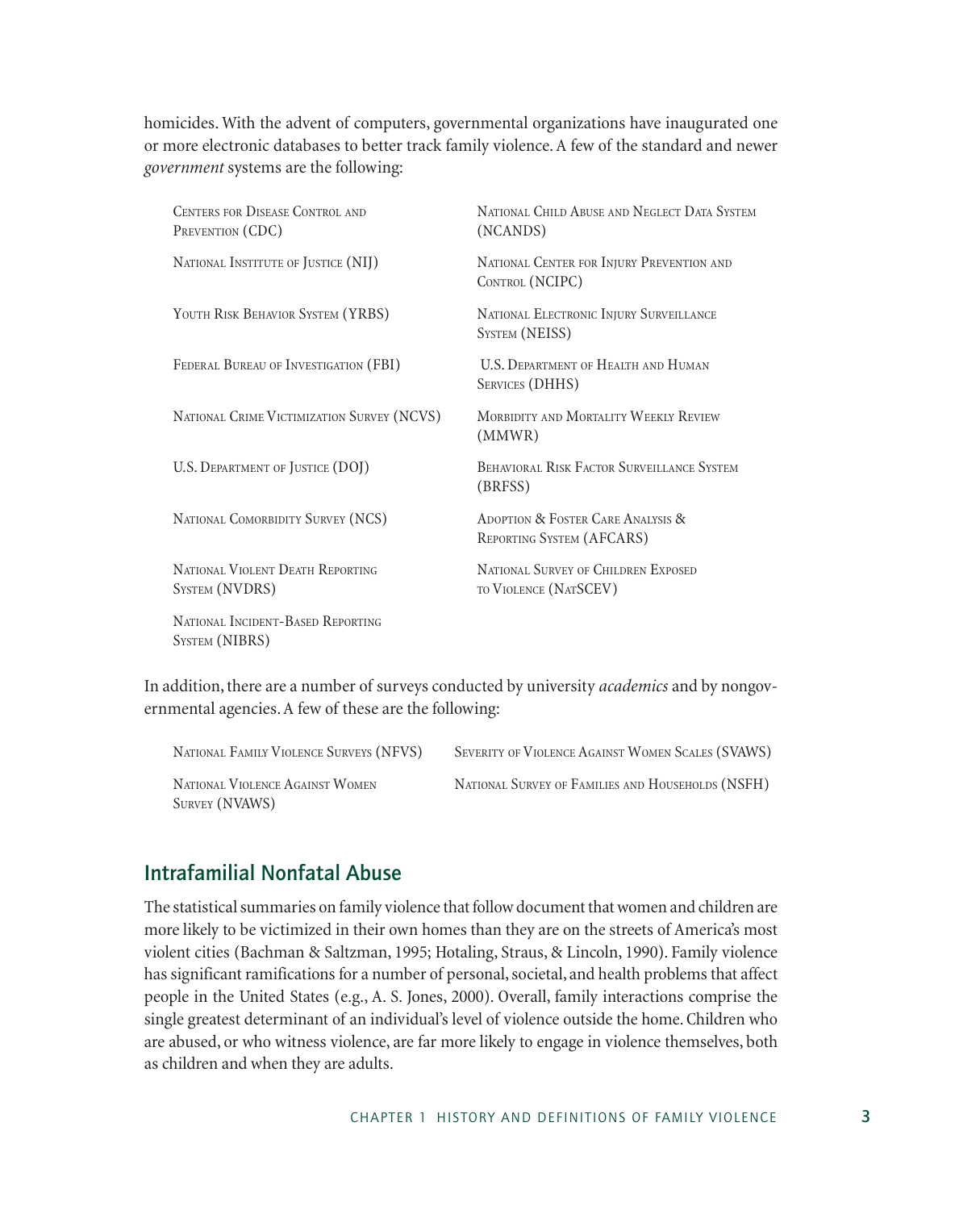homicides. With the advent of computers, governmental organizations have inaugurated one or more electronic databases to better track family violence. A few of the standard and newer *government* systems are the following:

- Centers for Disease Control and Prevention (CDC)
- National Institute of Justice (NIJ)
- Youth Risk Behavior System (YRBS)
- Federal Bureau of Investigation (FBI)
- National Crime Victimization Survey (NCVS)
- U.S. Department of Justice (DOJ)
- National Comorbidity Survey (NCS)
- National Violent Death Reporting System (NVDRS)
- National Incident-Based Reporting System (NIBRS)
- National Child Abuse and Neglect Data System (NCANDS)
- National Center for Injury Prevention and Control (NCIPC)
- National Electronic Injury Surveillance System (NEISS)
- U.S. Department of Health and Human Services (DHHS)
- Morbidity and Mortality Weekly Review (MMWR)
- Behavioral Risk Factor Surveillance System (BRFSS)
- Adoption & Foster Care Analysis & Reporting System (AFCARS)
- National Survey of Children Exposed to Violence (NatSCEV)

In addition, there are a number of surveys conducted by university *academics* and by nongovernmental agencies. A few of these are the following:

- National Family Violence Surveys (NFVS)
- National Violence Against Women Survey (NVAWS)
- Severity of Violence Against Women Scales (SVAWS)
- National Survey of Families and Households (NSFH)

## Intrafamilial Nonfatal Abuse

The statistical summaries on family violence that follow document that women and children are more likely to be victimized in their own homes than they are on the streets of America's most violent cities (Bachman & Saltzman, 1995; Hotaling, Straus, & Lincoln, 1990). Family violence has significant ramifications for a number of personal, societal, and health problems that affect people in the United States (e.g., A. S. Jones, 2000). Overall, family interactions comprise the single greatest determinant of an individual's level of violence outside the home. Children who are abused, or who witness violence, are far more likely to engage in violence themselves, both as children and when they are adults.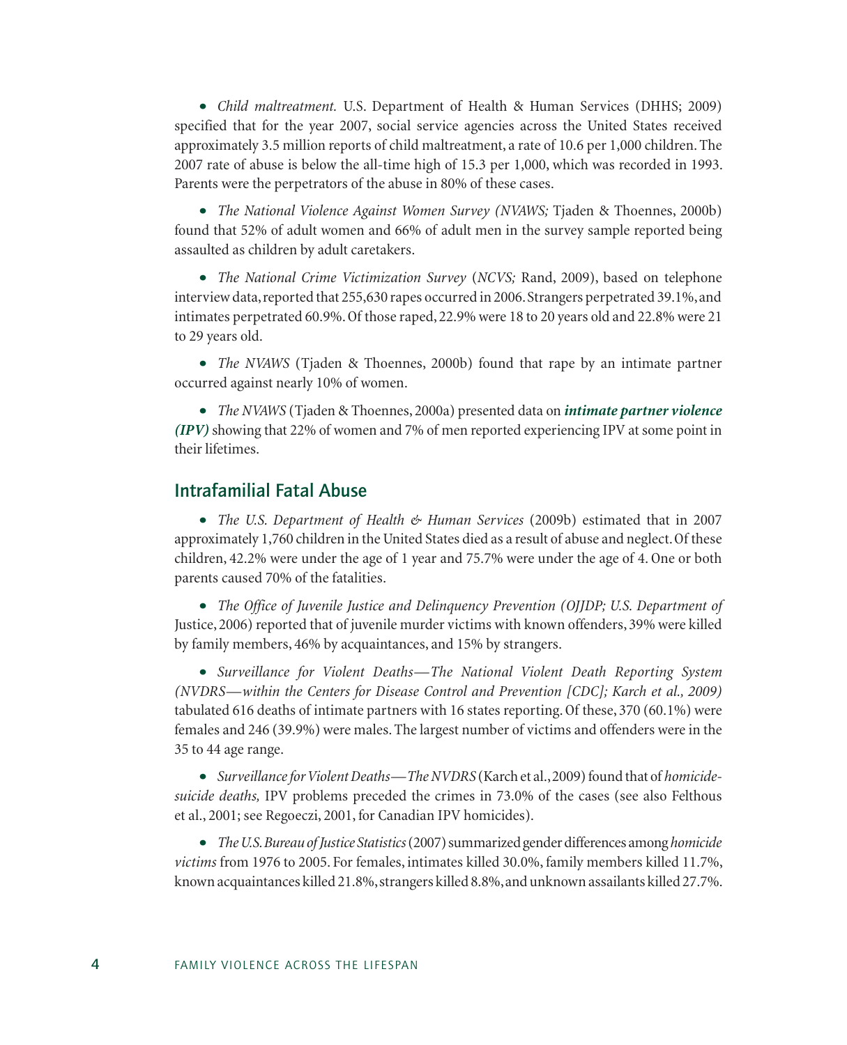- *Child maltreatment.* U.S. Department of Health & Human Services (DHHS; 2009) specified that for the year 2007, social service agencies across the United States received approximately 3.5 million reports of child maltreatment, a rate of 10.6 per 1,000 children. The 2007 rate of abuse is below the all-time high of 15.3 per 1,000, which was recorded in 1993. Parents were the perpetrators of the abuse in 80% of these cases.

- *The National Violence Against Women Survey (NVAWS;* Tjaden & Thoennes, 2000b) found that 52% of adult women and 66% of adult men in the survey sample reported being assaulted as children by adult caretakers.

- *The National Crime Victimization Survey* (*NCVS;* Rand, 2009), based on telephone interview data, reported that 255,630 rapes occurred in 2006. Strangers perpetrated 39.1%, and intimates perpetrated 60.9%. Of those raped, 22.9% were 18 to 20 years old and 22.8% were 21 to 29 years old.

- *The NVAWS* (Tjaden & Thoennes, 2000b) found that rape by an intimate partner occurred against nearly 10% of women.

- *The NVAWS* (Tjaden & Thoennes, 2000a) presented data on ***intimate partner violence (IPV)*** showing that 22% of women and 7% of men reported experiencing IPV at some point in their lifetimes.

## Intrafamilial Fatal Abuse

- *The U.S. Department of Health & Human Services* (2009b) estimated that in 2007 approximately 1,760 children in the United States died as a result of abuse and neglect. Of these children, 42.2% were under the age of 1 year and 75.7% were under the age of 4. One or both parents caused 70% of the fatalities.

- *The Office of Juvenile Justice and Delinquency Prevention (OJJDP; U.S. Department of* Justice, 2006) reported that of juvenile murder victims with known offenders, 39% were killed by family members, 46% by acquaintances, and 15% by strangers.

- *Surveillance for Violent Deaths—The National Violent Death Reporting System (NVDRS—within the Centers for Disease Control and Prevention [CDC]; Karch et al., 2009)* tabulated 616 deaths of intimate partners with 16 states reporting. Of these, 370 (60.1%) were females and 246 (39.9%) were males. The largest number of victims and offenders were in the 35 to 44 age range.

- *Surveillance for Violent Deaths—The NVDRS* (Karch et al., 2009) found that of *homicide-suicide deaths,* IPV problems preceded the crimes in 73.0% of the cases (see also Felthous et al., 2001; see Regoeczi, 2001, for Canadian IPV homicides).

- *The U.S. Bureau of Justice Statistics* (2007) summarized gender differences among *homicide victims* from 1976 to 2005. For females, intimates killed 30.0%, family members killed 11.7%, known acquaintances killed 21.8%, strangers killed 8.8%, and unknown assailants killed 27.7%.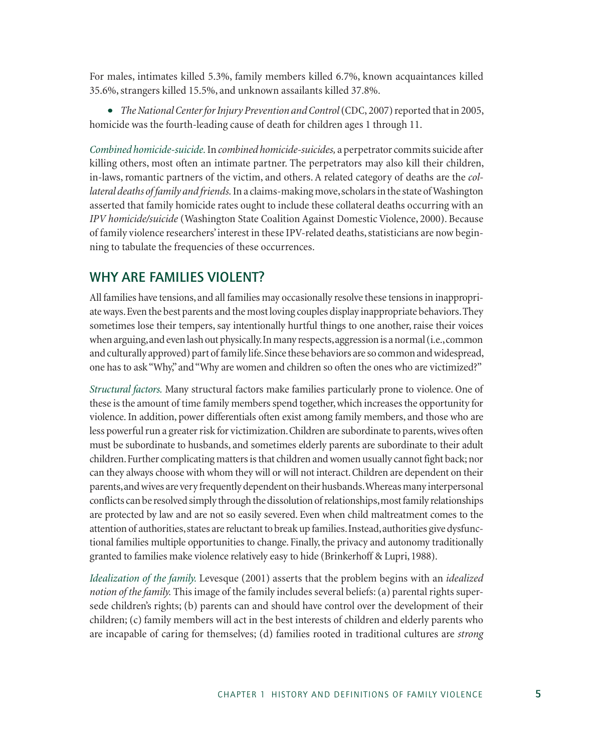For males, intimates killed 5.3%, family members killed 6.7%, known acquaintances killed 35.6%, strangers killed 15.5%, and unknown assailants killed 37.8%.

- *The National Center for Injury Prevention and Control* (CDC, 2007) reported that in 2005, homicide was the fourth-leading cause of death for children ages 1 through 11.

*Combined homicide-suicide.* In *combined homicide-suicides,* a perpetrator commits suicide after killing others, most often an intimate partner. The perpetrators may also kill their children, in-laws, romantic partners of the victim, and others. A related category of deaths are the *collateral deaths of family and friends.* In a claims-making move, scholars in the state of Washington asserted that family homicide rates ought to include these collateral deaths occurring with an *IPV homicide/suicide* (Washington State Coalition Against Domestic Violence, 2000). Because of family violence researchers' interest in these IPV-related deaths, statisticians are now beginning to tabulate the frequencies of these occurrences.

## WHY ARE FAMILIES VIOLENT?

All families have tensions, and all families may occasionally resolve these tensions in inappropriate ways. Even the best parents and the most loving couples display inappropriate behaviors. They sometimes lose their tempers, say intentionally hurtful things to one another, raise their voices when arguing, and even lash out physically. In many respects, aggression is a normal (i.e., common and culturally approved) part of family life. Since these behaviors are so common and widespread, one has to ask "Why," and "Why are women and children so often the ones who are victimized?"

*Structural factors.* Many structural factors make families particularly prone to violence. One of these is the amount of time family members spend together, which increases the opportunity for violence. In addition, power differentials often exist among family members, and those who are less powerful run a greater risk for victimization. Children are subordinate to parents, wives often must be subordinate to husbands, and sometimes elderly parents are subordinate to their adult children. Further complicating matters is that children and women usually cannot fight back; nor can they always choose with whom they will or will not interact. Children are dependent on their parents, and wives are very frequently dependent on their husbands. Whereas many interpersonal conflicts can be resolved simply through the dissolution of relationships, most family relationships are protected by law and are not so easily severed. Even when child maltreatment comes to the attention of authorities, states are reluctant to break up families. Instead, authorities give dysfunctional families multiple opportunities to change. Finally, the privacy and autonomy traditionally granted to families make violence relatively easy to hide (Brinkerhoff & Lupri, 1988).

*Idealization of the family.* Levesque (2001) asserts that the problem begins with an *idealized notion of the family.* This image of the family includes several beliefs: (a) parental rights supersede children's rights; (b) parents can and should have control over the development of their children; (c) family members will act in the best interests of children and elderly parents who are incapable of caring for themselves; (d) families rooted in traditional cultures are *strong*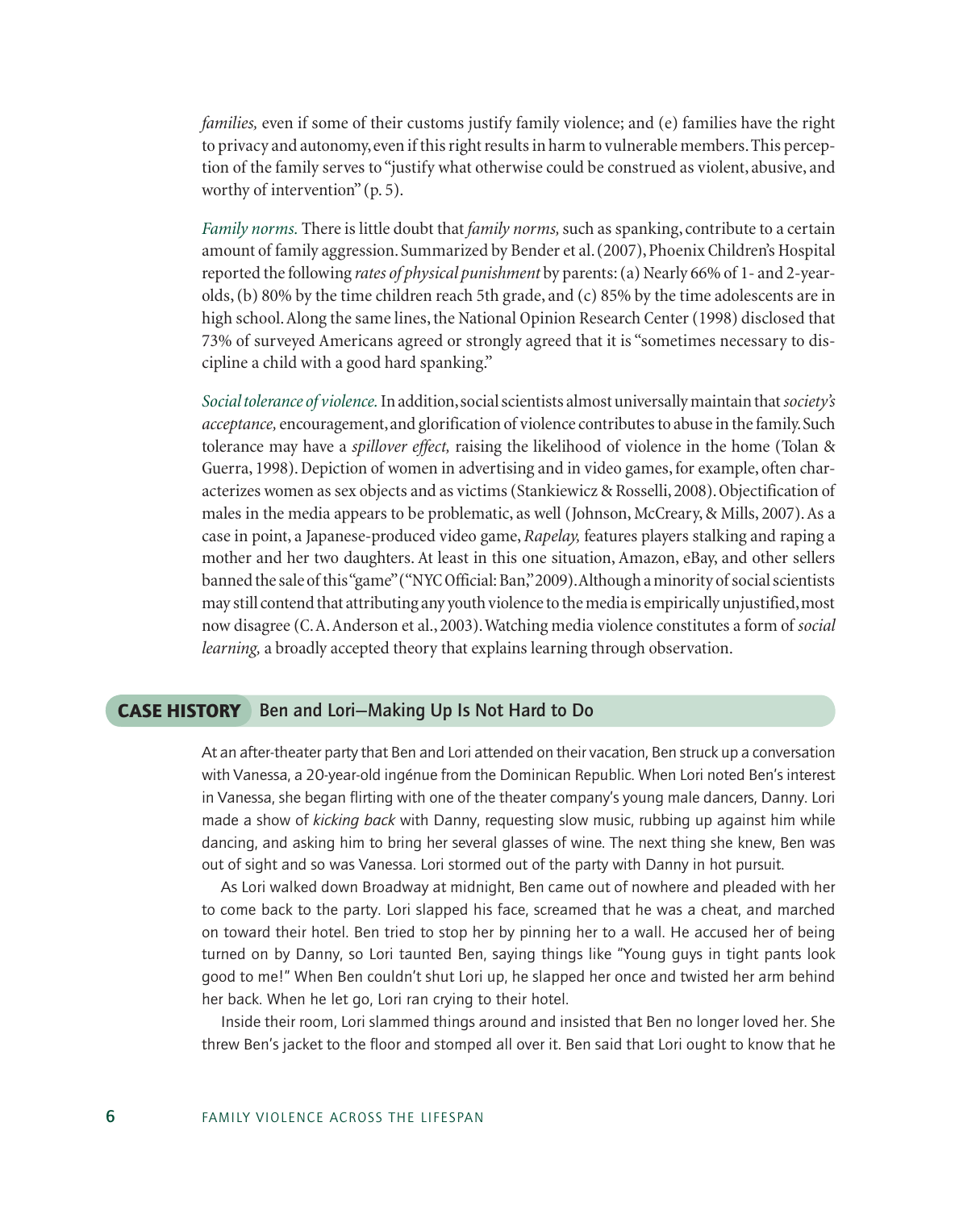*families,* even if some of their customs justify family violence; and (e) families have the right to privacy and autonomy, even if this right results in harm to vulnerable members. This perception of the family serves to "justify what otherwise could be construed as violent, abusive, and worthy of intervention" (p. 5).

*Family norms.* There is little doubt that *family norms,* such as spanking, contribute to a certain amount of family aggression. Summarized by Bender et al. (2007), Phoenix Children's Hospital reported the following *rates of physical punishment* by parents: (a) Nearly 66% of 1- and 2-year-olds, (b) 80% by the time children reach 5th grade, and (c) 85% by the time adolescents are in high school. Along the same lines, the National Opinion Research Center (1998) disclosed that 73% of surveyed Americans agreed or strongly agreed that it is "sometimes necessary to discipline a child with a good hard spanking."

*Social tolerance of violence.* In addition, social scientists almost universally maintain that *society's acceptance,* encouragement, and glorification of violence contributes to abuse in the family. Such tolerance may have a *spillover effect,* raising the likelihood of violence in the home (Tolan & Guerra, 1998). Depiction of women in advertising and in video games, for example, often characterizes women as sex objects and as victims (Stankiewicz & Rosselli, 2008). Objectification of males in the media appears to be problematic, as well (Johnson, McCreary, & Mills, 2007). As a case in point, a Japanese-produced video game, *Rapelay,* features players stalking and raping a mother and her two daughters. At least in this one situation, Amazon, eBay, and other sellers banned the sale of this "game" ("NYC Official: Ban," 2009). Although a minority of social scientists may still contend that attributing any youth violence to the media is empirically unjustified, most now disagree (C. A. Anderson et al., 2003). Watching media violence constitutes a form of *social learning,* a broadly accepted theory that explains learning through observation.

## CASE HISTORY Ben and Lori—Making Up Is Not Hard to Do

At an after-theater party that Ben and Lori attended on their vacation, Ben struck up a conversation with Vanessa, a 20-year-old ingénue from the Dominican Republic. When Lori noted Ben's interest in Vanessa, she began flirting with one of the theater company's young male dancers, Danny. Lori made a show of *kicking back* with Danny, requesting slow music, rubbing up against him while dancing, and asking him to bring her several glasses of wine. The next thing she knew, Ben was out of sight and so was Vanessa. Lori stormed out of the party with Danny in hot pursuit.

As Lori walked down Broadway at midnight, Ben came out of nowhere and pleaded with her to come back to the party. Lori slapped his face, screamed that he was a cheat, and marched on toward their hotel. Ben tried to stop her by pinning her to a wall. He accused her of being turned on by Danny, so Lori taunted Ben, saying things like "Young guys in tight pants look good to me!" When Ben couldn't shut Lori up, he slapped her once and twisted her arm behind her back. When he let go, Lori ran crying to their hotel.

Inside their room, Lori slammed things around and insisted that Ben no longer loved her. She threw Ben's jacket to the floor and stomped all over it. Ben said that Lori ought to know that he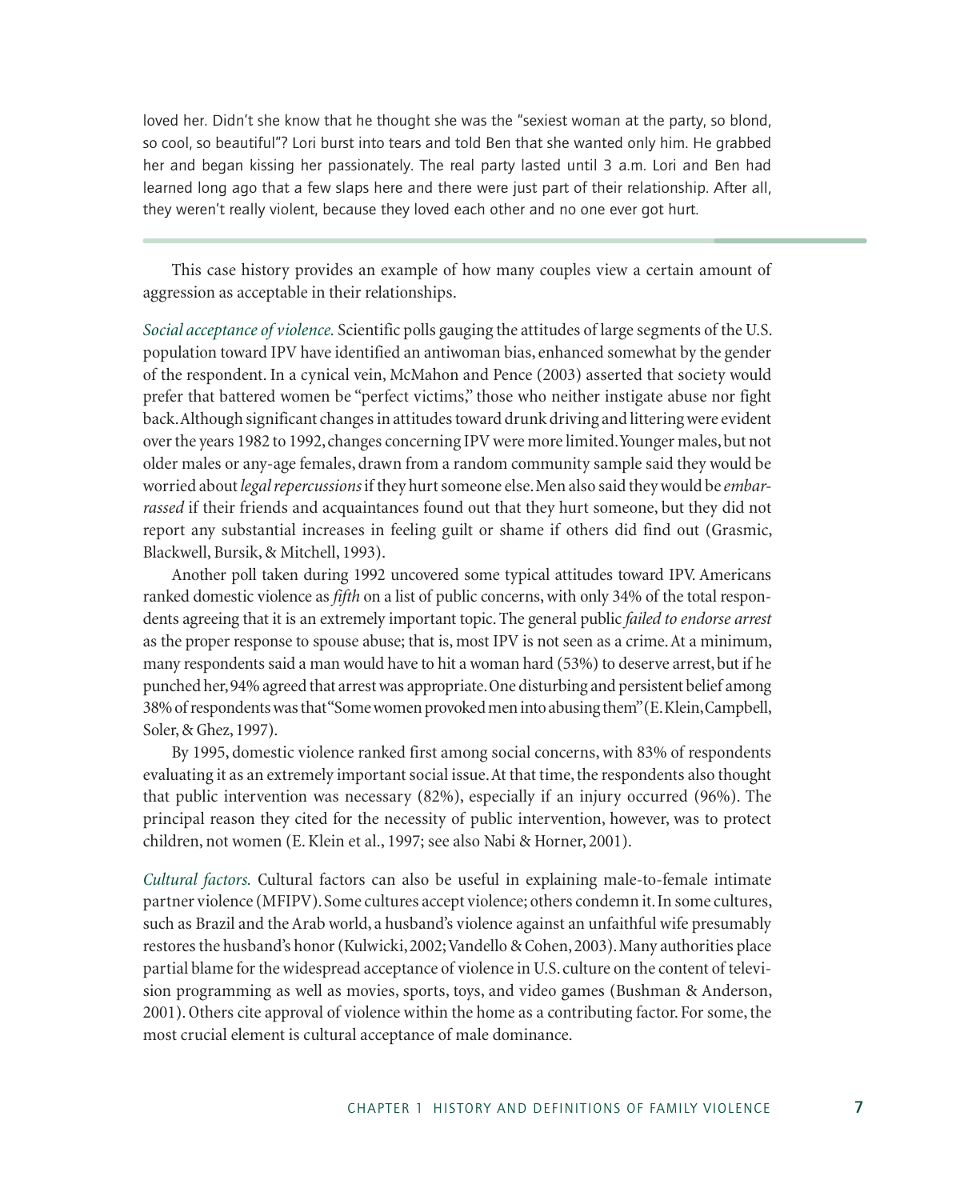loved her. Didn't she know that he thought she was the "sexiest woman at the party, so blond, so cool, so beautiful"? Lori burst into tears and told Ben that she wanted only him. He grabbed her and began kissing her passionately. The real party lasted until 3 a.m. Lori and Ben had learned long ago that a few slaps here and there were just part of their relationship. After all, they weren't really violent, because they loved each other and no one ever got hurt.

---

This case history provides an example of how many couples view a certain amount of aggression as acceptable in their relationships.

*Social acceptance of violence.* Scientific polls gauging the attitudes of large segments of the U.S. population toward IPV have identified an antiwoman bias, enhanced somewhat by the gender of the respondent. In a cynical vein, McMahon and Pence (2003) asserted that society would prefer that battered women be "perfect victims," those who neither instigate abuse nor fight back. Although significant changes in attitudes toward drunk driving and littering were evident over the years 1982 to 1992, changes concerning IPV were more limited. Younger males, but not older males or any-age females, drawn from a random community sample said they would be worried about *legal repercussions* if they hurt someone else. Men also said they would be *embarrassed* if their friends and acquaintances found out that they hurt someone, but they did not report any substantial increases in feeling guilt or shame if others did find out (Grasmic, Blackwell, Bursik, & Mitchell, 1993).

Another poll taken during 1992 uncovered some typical attitudes toward IPV. Americans ranked domestic violence as *fifth* on a list of public concerns, with only 34% of the total respondents agreeing that it is an extremely important topic. The general public *failed to endorse arrest* as the proper response to spouse abuse; that is, most IPV is not seen as a crime. At a minimum, many respondents said a man would have to hit a woman hard (53%) to deserve arrest, but if he punched her, 94% agreed that arrest was appropriate. One disturbing and persistent belief among 38% of respondents was that "Some women provoked men into abusing them" (E. Klein, Campbell, Soler, & Ghez, 1997).

By 1995, domestic violence ranked first among social concerns, with 83% of respondents evaluating it as an extremely important social issue. At that time, the respondents also thought that public intervention was necessary (82%), especially if an injury occurred (96%). The principal reason they cited for the necessity of public intervention, however, was to protect children, not women (E. Klein et al., 1997; see also Nabi & Horner, 2001).

*Cultural factors.* Cultural factors can also be useful in explaining male-to-female intimate partner violence (MFIPV). Some cultures accept violence; others condemn it. In some cultures, such as Brazil and the Arab world, a husband's violence against an unfaithful wife presumably restores the husband's honor (Kulwicki, 2002; Vandello & Cohen, 2003). Many authorities place partial blame for the widespread acceptance of violence in U.S. culture on the content of television programming as well as movies, sports, toys, and video games (Bushman & Anderson, 2001). Others cite approval of violence within the home as a contributing factor. For some, the most crucial element is cultural acceptance of male dominance.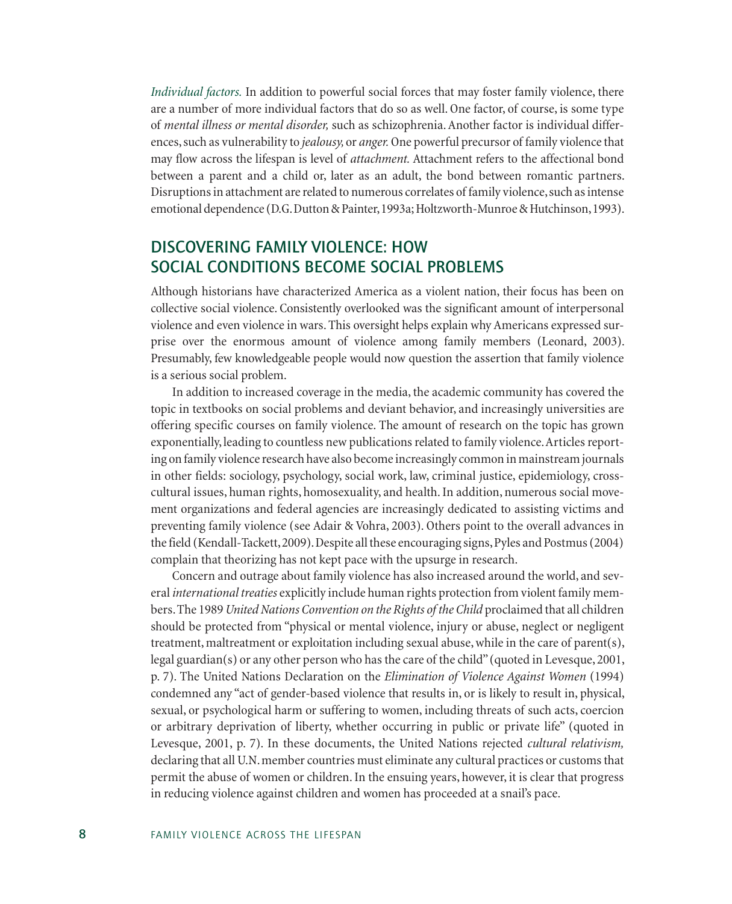*Individual factors.* In addition to powerful social forces that may foster family violence, there are a number of more individual factors that do so as well. One factor, of course, is some type of *mental illness or mental disorder,* such as schizophrenia. Another factor is individual differences, such as vulnerability to *jealousy,* or *anger.* One powerful precursor of family violence that may flow across the lifespan is level of *attachment.* Attachment refers to the affectional bond between a parent and a child or, later as an adult, the bond between romantic partners. Disruptions in attachment are related to numerous correlates of family violence, such as intense emotional dependence (D.G. Dutton & Painter, 1993a; Holtzworth-Munroe & Hutchinson, 1993).

## DISCOVERING FAMILY VIOLENCE: HOW SOCIAL CONDITIONS BECOME SOCIAL PROBLEMS

Although historians have characterized America as a violent nation, their focus has been on collective social violence. Consistently overlooked was the significant amount of interpersonal violence and even violence in wars. This oversight helps explain why Americans expressed surprise over the enormous amount of violence among family members (Leonard, 2003). Presumably, few knowledgeable people would now question the assertion that family violence is a serious social problem.

In addition to increased coverage in the media, the academic community has covered the topic in textbooks on social problems and deviant behavior, and increasingly universities are offering specific courses on family violence. The amount of research on the topic has grown exponentially, leading to countless new publications related to family violence. Articles reporting on family violence research have also become increasingly common in mainstream journals in other fields: sociology, psychology, social work, law, criminal justice, epidemiology, cross-cultural issues, human rights, homosexuality, and health. In addition, numerous social movement organizations and federal agencies are increasingly dedicated to assisting victims and preventing family violence (see Adair & Vohra, 2003). Others point to the overall advances in the field (Kendall-Tackett, 2009). Despite all these encouraging signs, Pyles and Postmus (2004) complain that theorizing has not kept pace with the upsurge in research.

Concern and outrage about family violence has also increased around the world, and several *international treaties* explicitly include human rights protection from violent family members. The 1989 *United Nations Convention on the Rights of the Child* proclaimed that all children should be protected from "physical or mental violence, injury or abuse, neglect or negligent treatment, maltreatment or exploitation including sexual abuse, while in the care of parent(s), legal guardian(s) or any other person who has the care of the child" (quoted in Levesque, 2001, p. 7). The United Nations Declaration on the *Elimination of Violence Against Women* (1994) condemned any "act of gender-based violence that results in, or is likely to result in, physical, sexual, or psychological harm or suffering to women, including threats of such acts, coercion or arbitrary deprivation of liberty, whether occurring in public or private life" (quoted in Levesque, 2001, p. 7). In these documents, the United Nations rejected *cultural relativism,* declaring that all U.N. member countries must eliminate any cultural practices or customs that permit the abuse of women or children. In the ensuing years, however, it is clear that progress in reducing violence against children and women has proceeded at a snail's pace.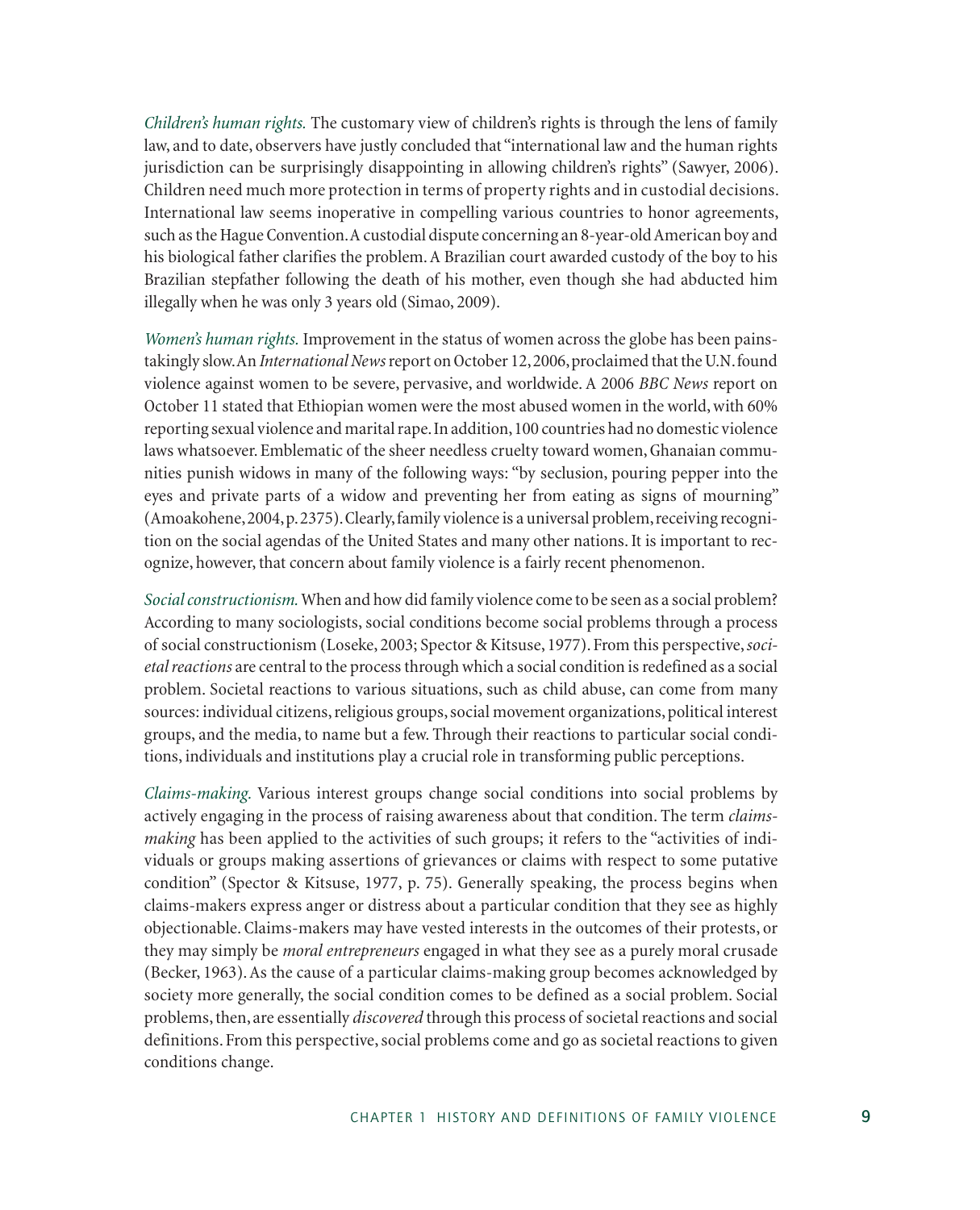*Children's human rights.* The customary view of children's rights is through the lens of family law, and to date, observers have justly concluded that "international law and the human rights jurisdiction can be surprisingly disappointing in allowing children's rights" (Sawyer, 2006). Children need much more protection in terms of property rights and in custodial decisions. International law seems inoperative in compelling various countries to honor agreements, such as the Hague Convention. A custodial dispute concerning an 8-year-old American boy and his biological father clarifies the problem. A Brazilian court awarded custody of the boy to his Brazilian stepfather following the death of his mother, even though she had abducted him illegally when he was only 3 years old (Simao, 2009).

*Women's human rights.* Improvement in the status of women across the globe has been painstakingly slow. An *International News* report on October 12, 2006, proclaimed that the U.N. found violence against women to be severe, pervasive, and worldwide. A 2006 *BBC News* report on October 11 stated that Ethiopian women were the most abused women in the world, with 60% reporting sexual violence and marital rape. In addition, 100 countries had no domestic violence laws whatsoever. Emblematic of the sheer needless cruelty toward women, Ghanaian communities punish widows in many of the following ways: "by seclusion, pouring pepper into the eyes and private parts of a widow and preventing her from eating as signs of mourning" (Amoakohene, 2004, p. 2375). Clearly, family violence is a universal problem, receiving recognition on the social agendas of the United States and many other nations. It is important to recognize, however, that concern about family violence is a fairly recent phenomenon.

*Social constructionism.* When and how did family violence come to be seen as a social problem? According to many sociologists, social conditions become social problems through a process of social constructionism (Loseke, 2003; Spector & Kitsuse, 1977). From this perspective, *societal reactions* are central to the process through which a social condition is redefined as a social problem. Societal reactions to various situations, such as child abuse, can come from many sources: individual citizens, religious groups, social movement organizations, political interest groups, and the media, to name but a few. Through their reactions to particular social conditions, individuals and institutions play a crucial role in transforming public perceptions.

*Claims-making.* Various interest groups change social conditions into social problems by actively engaging in the process of raising awareness about that condition. The term *claims-making* has been applied to the activities of such groups; it refers to the "activities of individuals or groups making assertions of grievances or claims with respect to some putative condition" (Spector & Kitsuse, 1977, p. 75). Generally speaking, the process begins when claims-makers express anger or distress about a particular condition that they see as highly objectionable. Claims-makers may have vested interests in the outcomes of their protests, or they may simply be *moral entrepreneurs* engaged in what they see as a purely moral crusade (Becker, 1963). As the cause of a particular claims-making group becomes acknowledged by society more generally, the social condition comes to be defined as a social problem. Social problems, then, are essentially *discovered* through this process of societal reactions and social definitions. From this perspective, social problems come and go as societal reactions to given conditions change.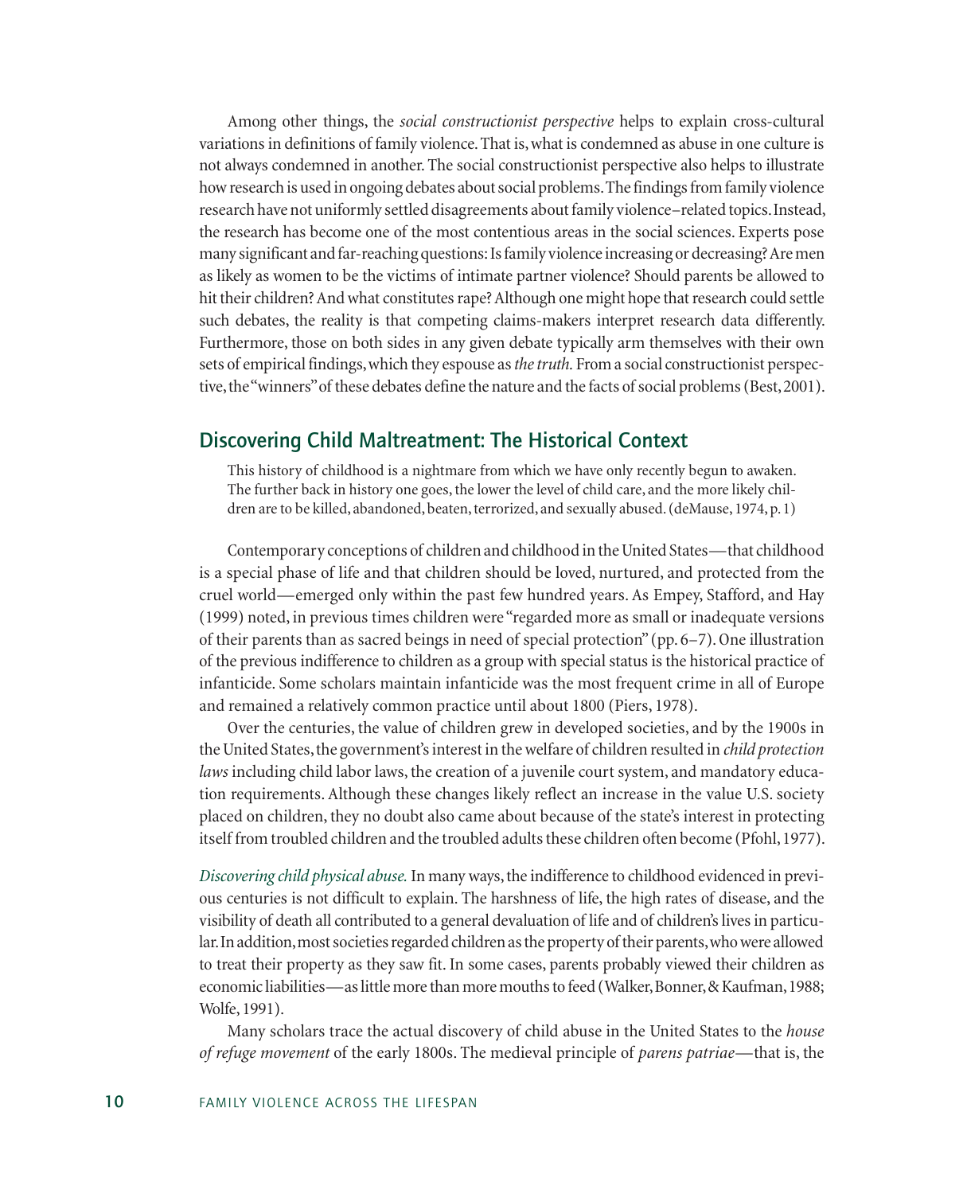Among other things, the *social constructionist perspective* helps to explain cross-cultural variations in definitions of family violence. That is, what is condemned as abuse in one culture is not always condemned in another. The social constructionist perspective also helps to illustrate how research is used in ongoing debates about social problems. The findings from family violence research have not uniformly settled disagreements about family violence–related topics. Instead, the research has become one of the most contentious areas in the social sciences. Experts pose many significant and far-reaching questions: Is family violence increasing or decreasing? Are men as likely as women to be the victims of intimate partner violence? Should parents be allowed to hit their children? And what constitutes rape? Although one might hope that research could settle such debates, the reality is that competing claims-makers interpret research data differently. Furthermore, those on both sides in any given debate typically arm themselves with their own sets of empirical findings, which they espouse as *the truth.* From a social constructionist perspective, the "winners" of these debates define the nature and the facts of social problems (Best, 2001).

## Discovering Child Maltreatment: The Historical Context

> This history of childhood is a nightmare from which we have only recently begun to awaken. The further back in history one goes, the lower the level of child care, and the more likely children are to be killed, abandoned, beaten, terrorized, and sexually abused. (deMause, 1974, p. 1)

Contemporary conceptions of children and childhood in the United States—that childhood is a special phase of life and that children should be loved, nurtured, and protected from the cruel world—emerged only within the past few hundred years. As Empey, Stafford, and Hay (1999) noted, in previous times children were "regarded more as small or inadequate versions of their parents than as sacred beings in need of special protection" (pp. 6–7). One illustration of the previous indifference to children as a group with special status is the historical practice of infanticide. Some scholars maintain infanticide was the most frequent crime in all of Europe and remained a relatively common practice until about 1800 (Piers, 1978).

Over the centuries, the value of children grew in developed societies, and by the 1900s in the United States, the government's interest in the welfare of children resulted in *child protection laws* including child labor laws, the creation of a juvenile court system, and mandatory education requirements. Although these changes likely reflect an increase in the value U.S. society placed on children, they no doubt also came about because of the state's interest in protecting itself from troubled children and the troubled adults these children often become (Pfohl, 1977).

*Discovering child physical abuse.* In many ways, the indifference to childhood evidenced in previous centuries is not difficult to explain. The harshness of life, the high rates of disease, and the visibility of death all contributed to a general devaluation of life and of children's lives in particular. In addition, most societies regarded children as the property of their parents, who were allowed to treat their property as they saw fit. In some cases, parents probably viewed their children as economic liabilities—as little more than more mouths to feed (Walker, Bonner, & Kaufman, 1988; Wolfe, 1991).

Many scholars trace the actual discovery of child abuse in the United States to the *house of refuge movement* of the early 1800s. The medieval principle of *parens patriae*—that is, the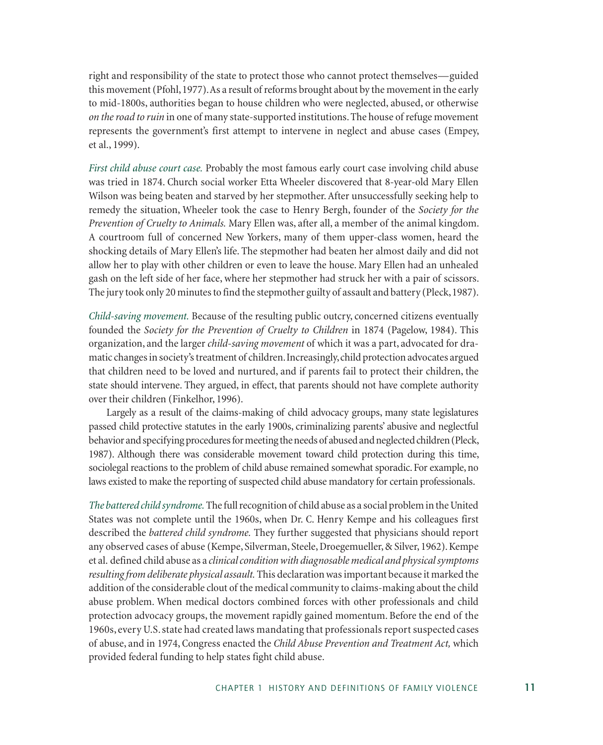right and responsibility of the state to protect those who cannot protect themselves—guided this movement (Pfohl, 1977). As a result of reforms brought about by the movement in the early to mid-1800s, authorities began to house children who were neglected, abused, or otherwise *on the road to ruin* in one of many state-supported institutions. The house of refuge movement represents the government's first attempt to intervene in neglect and abuse cases (Empey, et al., 1999).

*First child abuse court case.* Probably the most famous early court case involving child abuse was tried in 1874. Church social worker Etta Wheeler discovered that 8-year-old Mary Ellen Wilson was being beaten and starved by her stepmother. After unsuccessfully seeking help to remedy the situation, Wheeler took the case to Henry Bergh, founder of the *Society for the Prevention of Cruelty to Animals.* Mary Ellen was, after all, a member of the animal kingdom. A courtroom full of concerned New Yorkers, many of them upper-class women, heard the shocking details of Mary Ellen's life. The stepmother had beaten her almost daily and did not allow her to play with other children or even to leave the house. Mary Ellen had an unhealed gash on the left side of her face, where her stepmother had struck her with a pair of scissors. The jury took only 20 minutes to find the stepmother guilty of assault and battery (Pleck, 1987).

*Child-saving movement.* Because of the resulting public outcry, concerned citizens eventually founded the *Society for the Prevention of Cruelty to Children* in 1874 (Pagelow, 1984). This organization, and the larger *child-saving movement* of which it was a part, advocated for dramatic changes in society's treatment of children. Increasingly, child protection advocates argued that children need to be loved and nurtured, and if parents fail to protect their children, the state should intervene. They argued, in effect, that parents should not have complete authority over their children (Finkelhor, 1996).

Largely as a result of the claims-making of child advocacy groups, many state legislatures passed child protective statutes in the early 1900s, criminalizing parents' abusive and neglectful behavior and specifying procedures for meeting the needs of abused and neglected children (Pleck, 1987). Although there was considerable movement toward child protection during this time, sociolegal reactions to the problem of child abuse remained somewhat sporadic. For example, no laws existed to make the reporting of suspected child abuse mandatory for certain professionals.

*The battered child syndrome.* The full recognition of child abuse as a social problem in the United States was not complete until the 1960s, when Dr. C. Henry Kempe and his colleagues first described the *battered child syndrome.* They further suggested that physicians should report any observed cases of abuse (Kempe, Silverman, Steele, Droegemueller, & Silver, 1962). Kempe et al. defined child abuse as a *clinical condition with diagnosable medical and physical symptoms resulting from deliberate physical assault.* This declaration was important because it marked the addition of the considerable clout of the medical community to claims-making about the child abuse problem. When medical doctors combined forces with other professionals and child protection advocacy groups, the movement rapidly gained momentum. Before the end of the 1960s, every U.S. state had created laws mandating that professionals report suspected cases of abuse, and in 1974, Congress enacted the *Child Abuse Prevention and Treatment Act,* which provided federal funding to help states fight child abuse.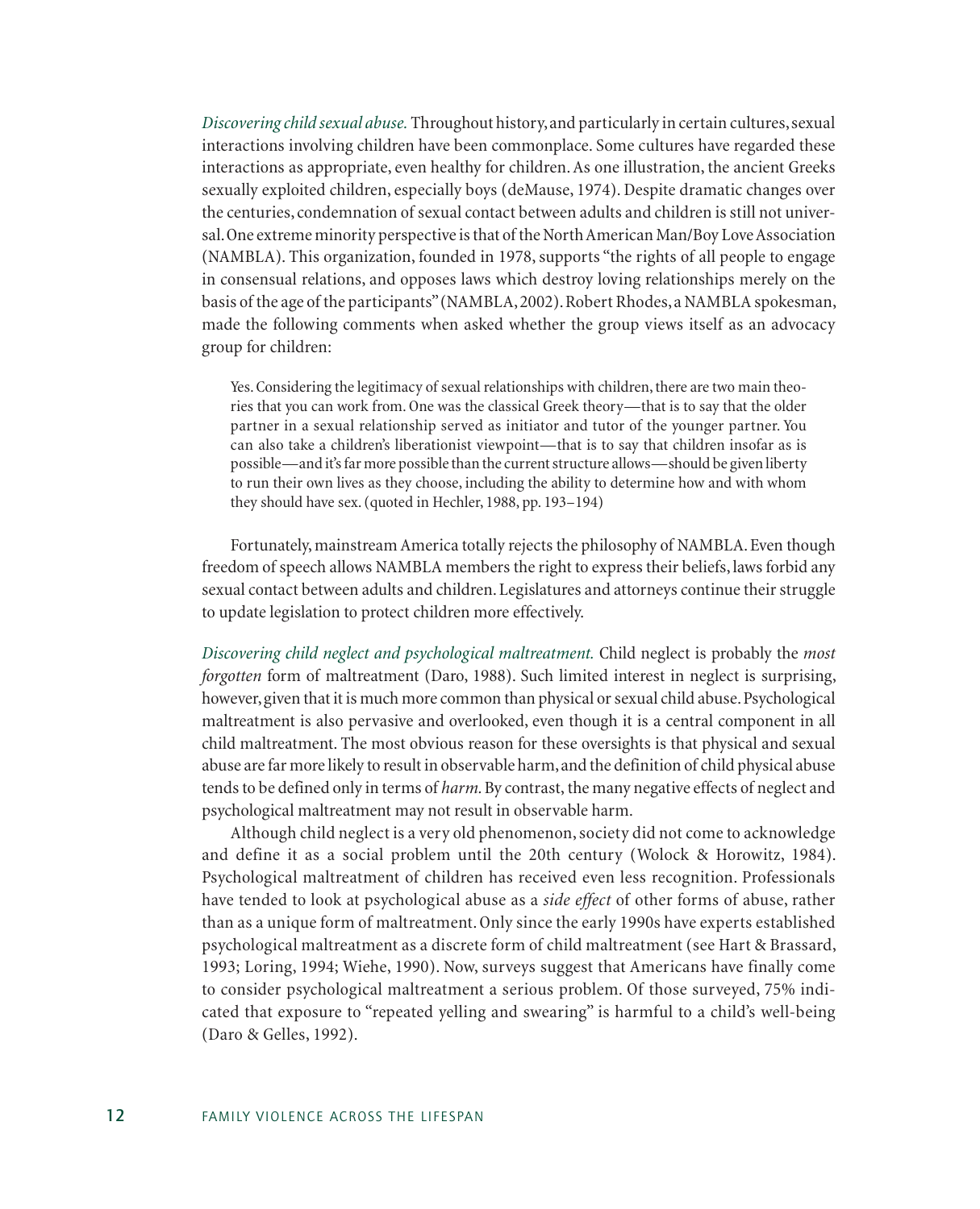*Discovering child sexual abuse.* Throughout history, and particularly in certain cultures, sexual interactions involving children have been commonplace. Some cultures have regarded these interactions as appropriate, even healthy for children. As one illustration, the ancient Greeks sexually exploited children, especially boys (deMause, 1974). Despite dramatic changes over the centuries, condemnation of sexual contact between adults and children is still not universal. One extreme minority perspective is that of the North American Man/Boy Love Association (NAMBLA). This organization, founded in 1978, supports "the rights of all people to engage in consensual relations, and opposes laws which destroy loving relationships merely on the basis of the age of the participants" (NAMBLA, 2002). Robert Rhodes, a NAMBLA spokesman, made the following comments when asked whether the group views itself as an advocacy group for children:

> Yes. Considering the legitimacy of sexual relationships with children, there are two main theories that you can work from. One was the classical Greek theory—that is to say that the older partner in a sexual relationship served as initiator and tutor of the younger partner. You can also take a children's liberationist viewpoint—that is to say that children insofar as is possible—and it's far more possible than the current structure allows—should be given liberty to run their own lives as they choose, including the ability to determine how and with whom they should have sex. (quoted in Hechler, 1988, pp. 193–194)

Fortunately, mainstream America totally rejects the philosophy of NAMBLA. Even though freedom of speech allows NAMBLA members the right to express their beliefs, laws forbid any sexual contact between adults and children. Legislatures and attorneys continue their struggle to update legislation to protect children more effectively.

*Discovering child neglect and psychological maltreatment.* Child neglect is probably the *most forgotten* form of maltreatment (Daro, 1988). Such limited interest in neglect is surprising, however, given that it is much more common than physical or sexual child abuse. Psychological maltreatment is also pervasive and overlooked, even though it is a central component in all child maltreatment. The most obvious reason for these oversights is that physical and sexual abuse are far more likely to result in observable harm, and the definition of child physical abuse tends to be defined only in terms of *harm*. By contrast, the many negative effects of neglect and psychological maltreatment may not result in observable harm.

Although child neglect is a very old phenomenon, society did not come to acknowledge and define it as a social problem until the 20th century (Wolock & Horowitz, 1984). Psychological maltreatment of children has received even less recognition. Professionals have tended to look at psychological abuse as a *side effect* of other forms of abuse, rather than as a unique form of maltreatment. Only since the early 1990s have experts established psychological maltreatment as a discrete form of child maltreatment (see Hart & Brassard, 1993; Loring, 1994; Wiehe, 1990). Now, surveys suggest that Americans have finally come to consider psychological maltreatment a serious problem. Of those surveyed, 75% indicated that exposure to "repeated yelling and swearing" is harmful to a child's well-being (Daro & Gelles, 1992).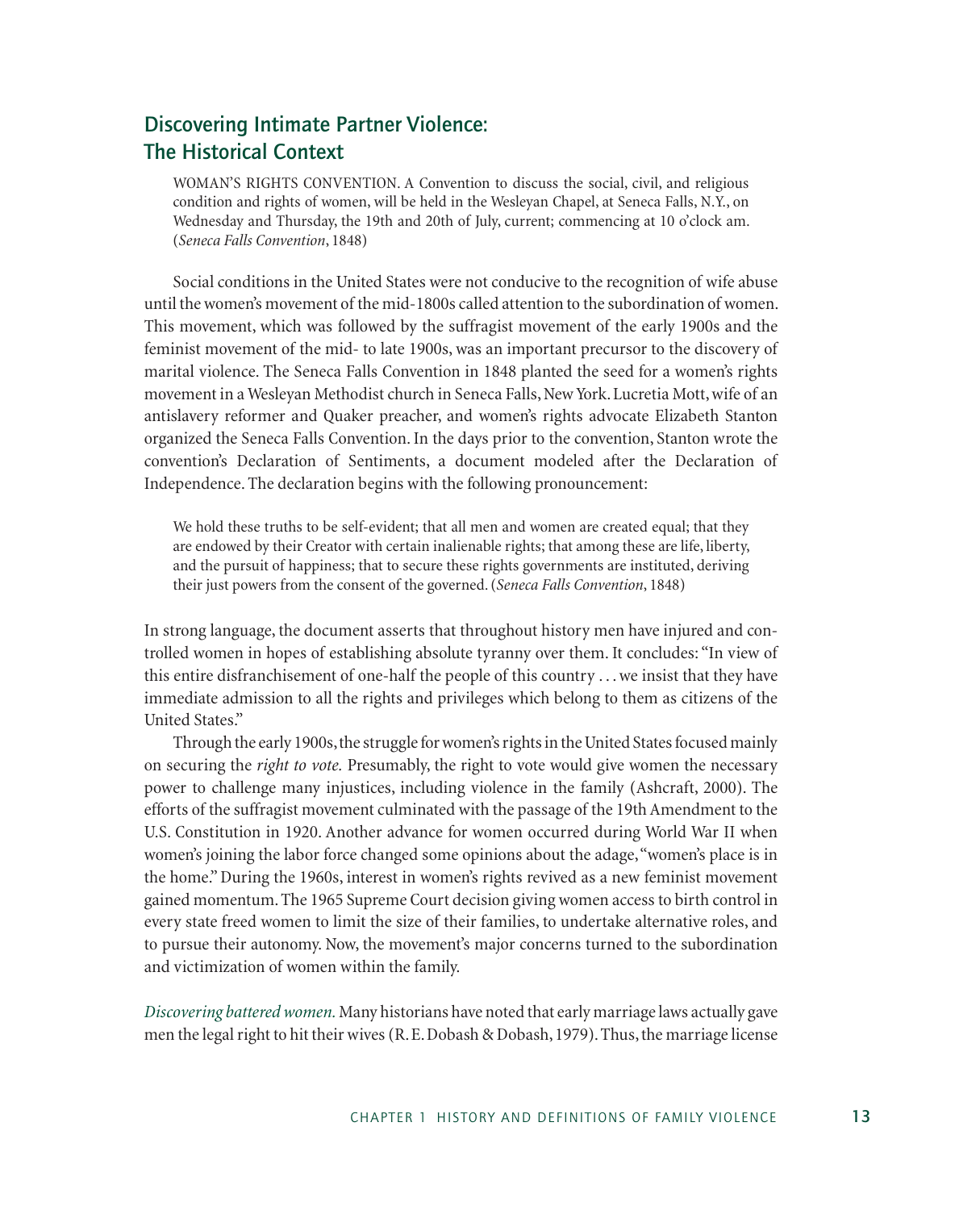## Discovering Intimate Partner Violence: The Historical Context

> WOMAN'S RIGHTS CONVENTION. A Convention to discuss the social, civil, and religious condition and rights of women, will be held in the Wesleyan Chapel, at Seneca Falls, N.Y., on Wednesday and Thursday, the 19th and 20th of July, current; commencing at 10 o'clock am. (*Seneca Falls Convention*, 1848)

Social conditions in the United States were not conducive to the recognition of wife abuse until the women's movement of the mid-1800s called attention to the subordination of women. This movement, which was followed by the suffragist movement of the early 1900s and the feminist movement of the mid- to late 1900s, was an important precursor to the discovery of marital violence. The Seneca Falls Convention in 1848 planted the seed for a women's rights movement in a Wesleyan Methodist church in Seneca Falls, New York. Lucretia Mott, wife of an antislavery reformer and Quaker preacher, and women's rights advocate Elizabeth Stanton organized the Seneca Falls Convention. In the days prior to the convention, Stanton wrote the convention's Declaration of Sentiments, a document modeled after the Declaration of Independence. The declaration begins with the following pronouncement:

> We hold these truths to be self-evident; that all men and women are created equal; that they are endowed by their Creator with certain inalienable rights; that among these are life, liberty, and the pursuit of happiness; that to secure these rights governments are instituted, deriving their just powers from the consent of the governed. (*Seneca Falls Convention*, 1848)

In strong language, the document asserts that throughout history men have injured and controlled women in hopes of establishing absolute tyranny over them. It concludes: "In view of this entire disfranchisement of one-half the people of this country . . . we insist that they have immediate admission to all the rights and privileges which belong to them as citizens of the United States."

Through the early 1900s, the struggle for women's rights in the United States focused mainly on securing the *right to vote.* Presumably, the right to vote would give women the necessary power to challenge many injustices, including violence in the family (Ashcraft, 2000). The efforts of the suffragist movement culminated with the passage of the 19th Amendment to the U.S. Constitution in 1920. Another advance for women occurred during World War II when women's joining the labor force changed some opinions about the adage, "women's place is in the home." During the 1960s, interest in women's rights revived as a new feminist movement gained momentum. The 1965 Supreme Court decision giving women access to birth control in every state freed women to limit the size of their families, to undertake alternative roles, and to pursue their autonomy. Now, the movement's major concerns turned to the subordination and victimization of women within the family.

*Discovering battered women.* Many historians have noted that early marriage laws actually gave men the legal right to hit their wives (R. E. Dobash & Dobash, 1979). Thus, the marriage license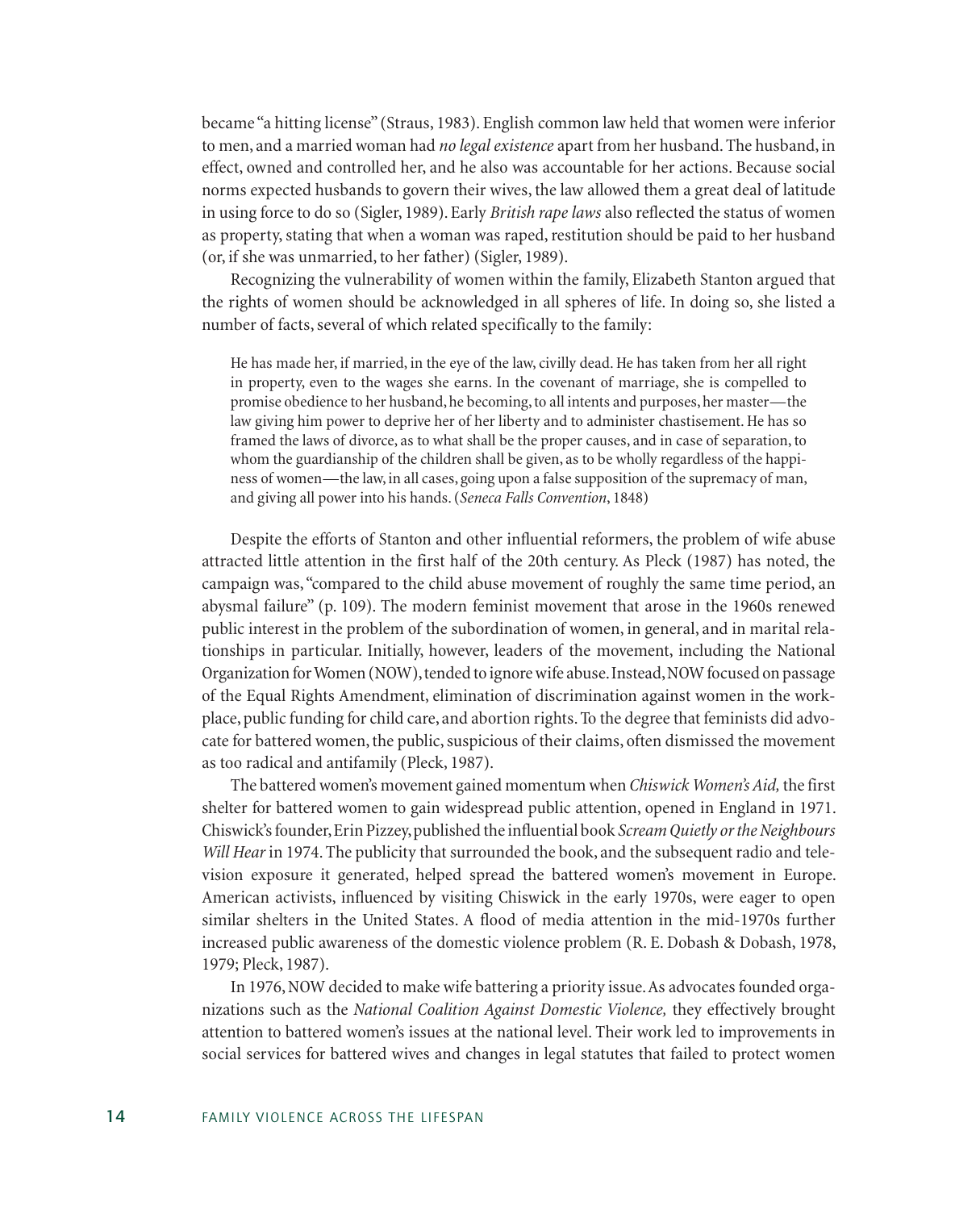became "a hitting license" (Straus, 1983). English common law held that women were inferior to men, and a married woman had *no legal existence* apart from her husband. The husband, in effect, owned and controlled her, and he also was accountable for her actions. Because social norms expected husbands to govern their wives, the law allowed them a great deal of latitude in using force to do so (Sigler, 1989). Early *British rape laws* also reflected the status of women as property, stating that when a woman was raped, restitution should be paid to her husband (or, if she was unmarried, to her father) (Sigler, 1989).

Recognizing the vulnerability of women within the family, Elizabeth Stanton argued that the rights of women should be acknowledged in all spheres of life. In doing so, she listed a number of facts, several of which related specifically to the family:

> He has made her, if married, in the eye of the law, civilly dead. He has taken from her all right in property, even to the wages she earns. In the covenant of marriage, she is compelled to promise obedience to her husband, he becoming, to all intents and purposes, her master—the law giving him power to deprive her of her liberty and to administer chastisement. He has so framed the laws of divorce, as to what shall be the proper causes, and in case of separation, to whom the guardianship of the children shall be given, as to be wholly regardless of the happiness of women—the law, in all cases, going upon a false supposition of the supremacy of man, and giving all power into his hands. (*Seneca Falls Convention*, 1848)

Despite the efforts of Stanton and other influential reformers, the problem of wife abuse attracted little attention in the first half of the 20th century. As Pleck (1987) has noted, the campaign was, "compared to the child abuse movement of roughly the same time period, an abysmal failure" (p. 109). The modern feminist movement that arose in the 1960s renewed public interest in the problem of the subordination of women, in general, and in marital relationships in particular. Initially, however, leaders of the movement, including the National Organization for Women (NOW), tended to ignore wife abuse. Instead, NOW focused on passage of the Equal Rights Amendment, elimination of discrimination against women in the workplace, public funding for child care, and abortion rights. To the degree that feminists did advocate for battered women, the public, suspicious of their claims, often dismissed the movement as too radical and antifamily (Pleck, 1987).

The battered women's movement gained momentum when *Chiswick Women's Aid,* the first shelter for battered women to gain widespread public attention, opened in England in 1971. Chiswick's founder, Erin Pizzey, published the influential book *Scream Quietly or the Neighbours Will Hear* in 1974. The publicity that surrounded the book, and the subsequent radio and television exposure it generated, helped spread the battered women's movement in Europe. American activists, influenced by visiting Chiswick in the early 1970s, were eager to open similar shelters in the United States. A flood of media attention in the mid-1970s further increased public awareness of the domestic violence problem (R. E. Dobash & Dobash, 1978, 1979; Pleck, 1987).

In 1976, NOW decided to make wife battering a priority issue. As advocates founded organizations such as the *National Coalition Against Domestic Violence,* they effectively brought attention to battered women's issues at the national level. Their work led to improvements in social services for battered wives and changes in legal statutes that failed to protect women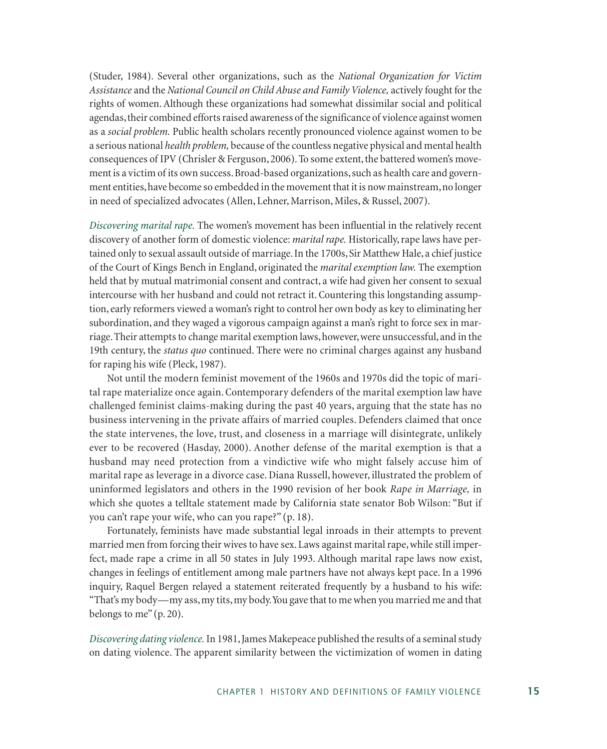(Studer, 1984). Several other organizations, such as the *National Organization for Victim Assistance* and the *National Council on Child Abuse and Family Violence,* actively fought for the rights of women. Although these organizations had somewhat dissimilar social and political agendas, their combined efforts raised awareness of the significance of violence against women as a *social problem.* Public health scholars recently pronounced violence against women to be a serious national *health problem,* because of the countless negative physical and mental health consequences of IPV (Chrisler & Ferguson, 2006). To some extent, the battered women's movement is a victim of its own success. Broad-based organizations, such as health care and government entities, have become so embedded in the movement that it is now mainstream, no longer in need of specialized advocates (Allen, Lehner, Marrison, Miles, & Russel, 2007).

*Discovering marital rape.* The women's movement has been influential in the relatively recent discovery of another form of domestic violence: *marital rape.* Historically, rape laws have pertained only to sexual assault outside of marriage. In the 1700s, Sir Matthew Hale, a chief justice of the Court of Kings Bench in England, originated the *marital exemption law.* The exemption held that by mutual matrimonial consent and contract, a wife had given her consent to sexual intercourse with her husband and could not retract it. Countering this longstanding assumption, early reformers viewed a woman's right to control her own body as key to eliminating her subordination, and they waged a vigorous campaign against a man's right to force sex in marriage. Their attempts to change marital exemption laws, however, were unsuccessful, and in the 19th century, the *status quo* continued. There were no criminal charges against any husband for raping his wife (Pleck, 1987).

Not until the modern feminist movement of the 1960s and 1970s did the topic of marital rape materialize once again. Contemporary defenders of the marital exemption law have challenged feminist claims-making during the past 40 years, arguing that the state has no business intervening in the private affairs of married couples. Defenders claimed that once the state intervenes, the love, trust, and closeness in a marriage will disintegrate, unlikely ever to be recovered (Hasday, 2000). Another defense of the marital exemption is that a husband may need protection from a vindictive wife who might falsely accuse him of marital rape as leverage in a divorce case. Diana Russell, however, illustrated the problem of uninformed legislators and others in the 1990 revision of her book *Rape in Marriage,* in which she quotes a telltale statement made by California state senator Bob Wilson: "But if you can't rape your wife, who can you rape?" (p. 18).

Fortunately, feminists have made substantial legal inroads in their attempts to prevent married men from forcing their wives to have sex. Laws against marital rape, while still imperfect, made rape a crime in all 50 states in July 1993. Although marital rape laws now exist, changes in feelings of entitlement among male partners have not always kept pace. In a 1996 inquiry, Raquel Bergen relayed a statement reiterated frequently by a husband to his wife: "That's my body—my ass, my tits, my body. You gave that to me when you married me and that belongs to me" (p. 20).

*Discovering dating violence.* In 1981, James Makepeace published the results of a seminal study on dating violence. The apparent similarity between the victimization of women in dating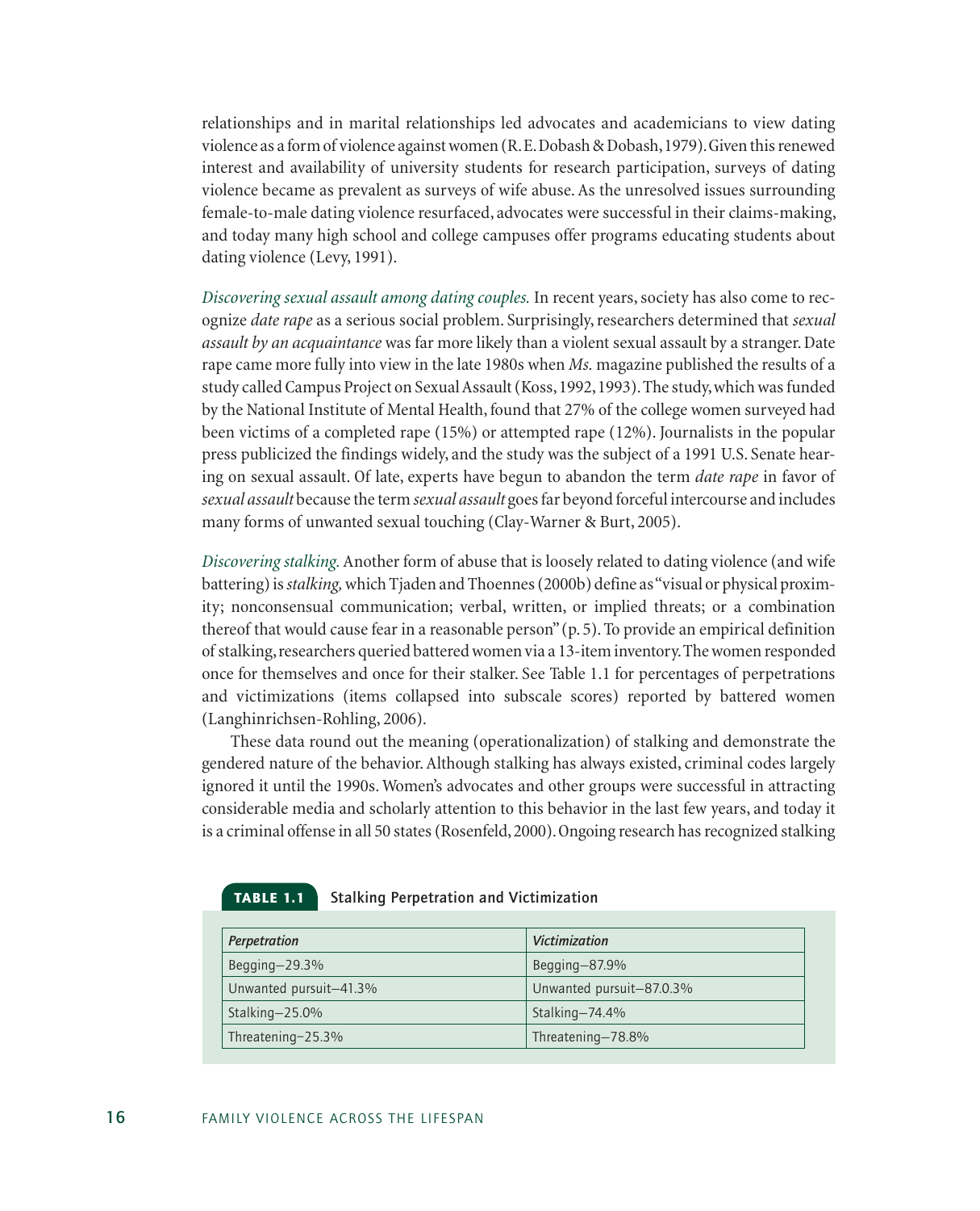relationships and in marital relationships led advocates and academicians to view dating violence as a form of violence against women (R. E. Dobash & Dobash, 1979). Given this renewed interest and availability of university students for research participation, surveys of dating violence became as prevalent as surveys of wife abuse. As the unresolved issues surrounding female-to-male dating violence resurfaced, advocates were successful in their claims-making, and today many high school and college campuses offer programs educating students about dating violence (Levy, 1991).

*Discovering sexual assault among dating couples.* In recent years, society has also come to recognize *date rape* as a serious social problem. Surprisingly, researchers determined that *sexual assault by an acquaintance* was far more likely than a violent sexual assault by a stranger. Date rape came more fully into view in the late 1980s when *Ms.* magazine published the results of a study called Campus Project on Sexual Assault (Koss, 1992, 1993). The study, which was funded by the National Institute of Mental Health, found that 27% of the college women surveyed had been victims of a completed rape (15%) or attempted rape (12%). Journalists in the popular press publicized the findings widely, and the study was the subject of a 1991 U.S. Senate hearing on sexual assault. Of late, experts have begun to abandon the term *date rape* in favor of *sexual assault* because the term *sexual assault* goes far beyond forceful intercourse and includes many forms of unwanted sexual touching (Clay-Warner & Burt, 2005).

*Discovering stalking.* Another form of abuse that is loosely related to dating violence (and wife battering) is *stalking,* which Tjaden and Thoennes (2000b) define as "visual or physical proximity; nonconsensual communication; verbal, written, or implied threats; or a combination thereof that would cause fear in a reasonable person" (p. 5). To provide an empirical definition of stalking, researchers queried battered women via a 13-item inventory. The women responded once for themselves and once for their stalker. See Table 1.1 for percentages of perpetrations and victimizations (items collapsed into subscale scores) reported by battered women (Langhinrichsen-Rohling, 2006).

These data round out the meaning (operationalization) of stalking and demonstrate the gendered nature of the behavior. Although stalking has always existed, criminal codes largely ignored it until the 1990s. Women's advocates and other groups were successful in attracting considerable media and scholarly attention to this behavior in the last few years, and today it is a criminal offense in all 50 states (Rosenfeld, 2000). Ongoing research has recognized stalking

**TABLE 1.1** Stalking Perpetration and Victimization

| *Perpetration* | *Victimization* |
| --- | --- |
| Begging—29.3% | Begging—87.9% |
| Unwanted pursuit—41.3% | Unwanted pursuit—87.0.3% |
| Stalking—25.0% | Stalking—74.4% |
| Threatening—25.3% | Threatening—78.8% |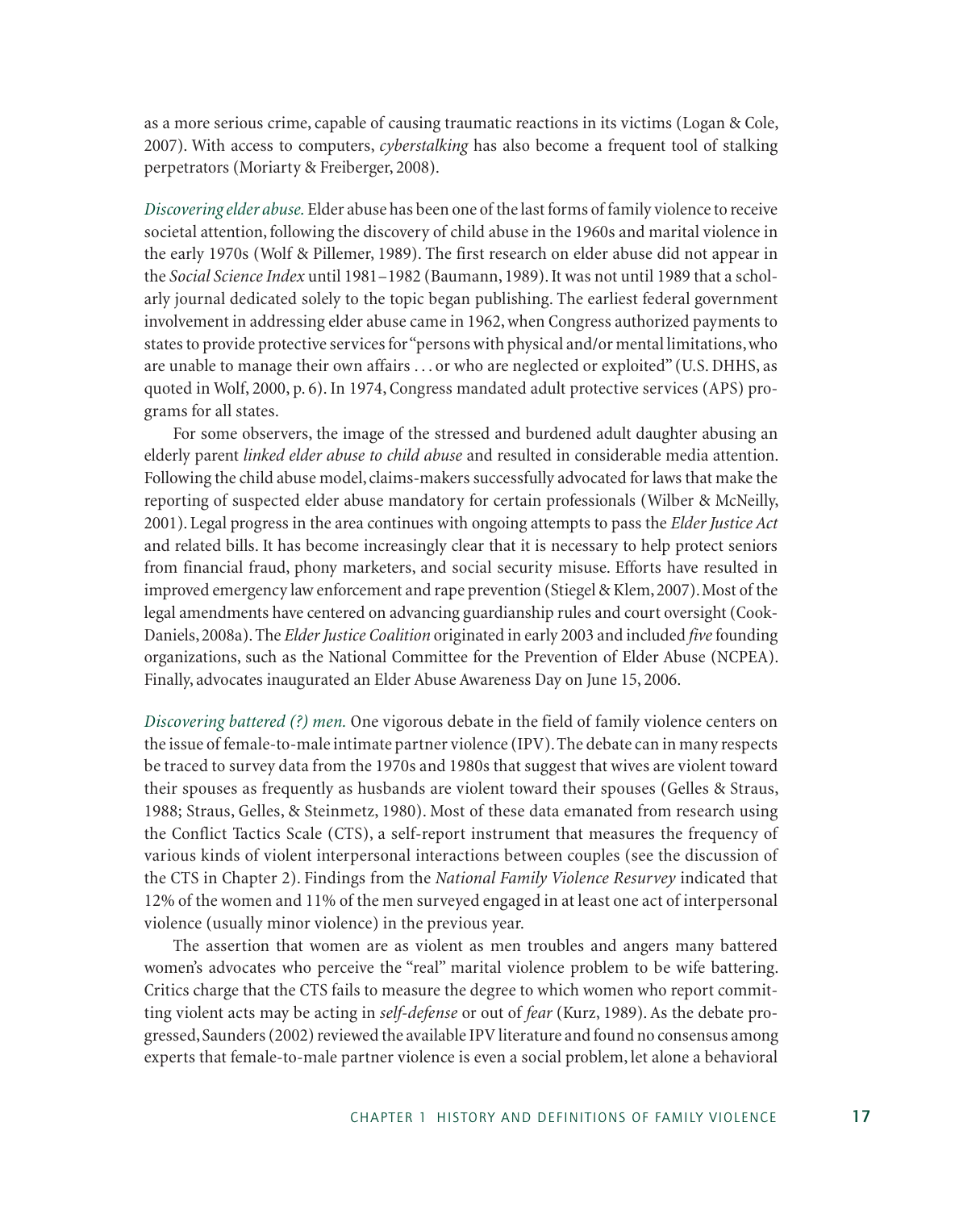as a more serious crime, capable of causing traumatic reactions in its victims (Logan & Cole, 2007). With access to computers, *cyberstalking* has also become a frequent tool of stalking perpetrators (Moriarty & Freiberger, 2008).

*Discovering elder abuse.* Elder abuse has been one of the last forms of family violence to receive societal attention, following the discovery of child abuse in the 1960s and marital violence in the early 1970s (Wolf & Pillemer, 1989). The first research on elder abuse did not appear in the *Social Science Index* until 1981–1982 (Baumann, 1989). It was not until 1989 that a scholarly journal dedicated solely to the topic began publishing. The earliest federal government involvement in addressing elder abuse came in 1962, when Congress authorized payments to states to provide protective services for "persons with physical and/or mental limitations, who are unable to manage their own affairs . . . or who are neglected or exploited" (U.S. DHHS, as quoted in Wolf, 2000, p. 6). In 1974, Congress mandated adult protective services (APS) programs for all states.

For some observers, the image of the stressed and burdened adult daughter abusing an elderly parent *linked elder abuse to child abuse* and resulted in considerable media attention. Following the child abuse model, claims-makers successfully advocated for laws that make the reporting of suspected elder abuse mandatory for certain professionals (Wilber & McNeilly, 2001). Legal progress in the area continues with ongoing attempts to pass the *Elder Justice Act* and related bills. It has become increasingly clear that it is necessary to help protect seniors from financial fraud, phony marketers, and social security misuse. Efforts have resulted in improved emergency law enforcement and rape prevention (Stiegel & Klem, 2007). Most of the legal amendments have centered on advancing guardianship rules and court oversight (Cook-Daniels, 2008a). The *Elder Justice Coalition* originated in early 2003 and included *five* founding organizations, such as the National Committee for the Prevention of Elder Abuse (NCPEA). Finally, advocates inaugurated an Elder Abuse Awareness Day on June 15, 2006.

*Discovering battered (?) men.* One vigorous debate in the field of family violence centers on the issue of female-to-male intimate partner violence (IPV). The debate can in many respects be traced to survey data from the 1970s and 1980s that suggest that wives are violent toward their spouses as frequently as husbands are violent toward their spouses (Gelles & Straus, 1988; Straus, Gelles, & Steinmetz, 1980). Most of these data emanated from research using the Conflict Tactics Scale (CTS), a self-report instrument that measures the frequency of various kinds of violent interpersonal interactions between couples (see the discussion of the CTS in Chapter 2). Findings from the *National Family Violence Resurvey* indicated that 12% of the women and 11% of the men surveyed engaged in at least one act of interpersonal violence (usually minor violence) in the previous year.

The assertion that women are as violent as men troubles and angers many battered women's advocates who perceive the "real" marital violence problem to be wife battering. Critics charge that the CTS fails to measure the degree to which women who report committing violent acts may be acting in *self-defense* or out of *fear* (Kurz, 1989). As the debate progressed, Saunders (2002) reviewed the available IPV literature and found no consensus among experts that female-to-male partner violence is even a social problem, let alone a behavioral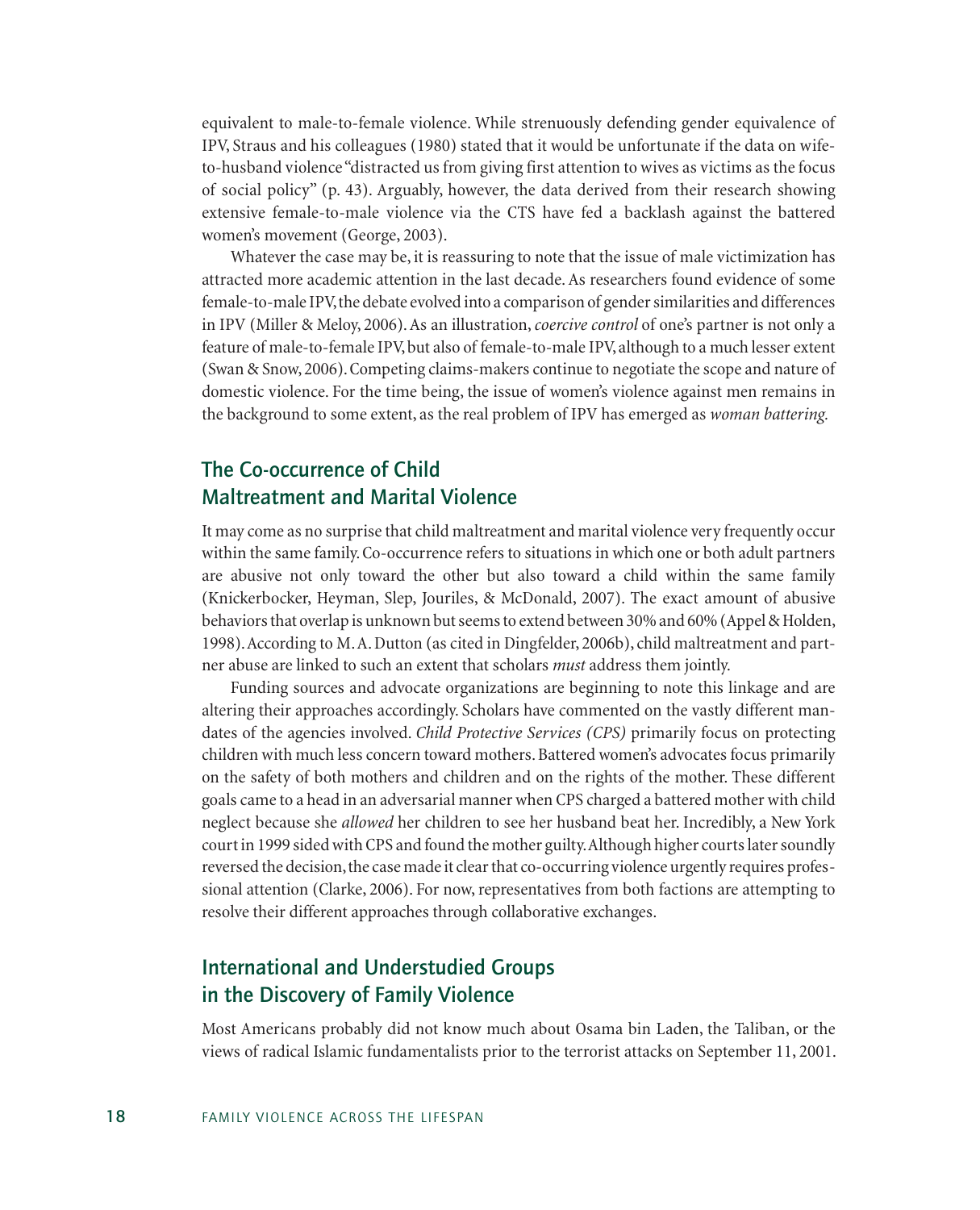equivalent to male-to-female violence. While strenuously defending gender equivalence of IPV, Straus and his colleagues (1980) stated that it would be unfortunate if the data on wife-to-husband violence "distracted us from giving first attention to wives as victims as the focus of social policy" (p. 43). Arguably, however, the data derived from their research showing extensive female-to-male violence via the CTS have fed a backlash against the battered women's movement (George, 2003).

Whatever the case may be, it is reassuring to note that the issue of male victimization has attracted more academic attention in the last decade. As researchers found evidence of some female-to-male IPV, the debate evolved into a comparison of gender similarities and differences in IPV (Miller & Meloy, 2006). As an illustration, *coercive control* of one's partner is not only a feature of male-to-female IPV, but also of female-to-male IPV, although to a much lesser extent (Swan & Snow, 2006). Competing claims-makers continue to negotiate the scope and nature of domestic violence. For the time being, the issue of women's violence against men remains in the background to some extent, as the real problem of IPV has emerged as *woman battering.*

## The Co-occurrence of Child Maltreatment and Marital Violence

It may come as no surprise that child maltreatment and marital violence very frequently occur within the same family. Co-occurrence refers to situations in which one or both adult partners are abusive not only toward the other but also toward a child within the same family (Knickerbocker, Heyman, Slep, Jouriles, & McDonald, 2007). The exact amount of abusive behaviors that overlap is unknown but seems to extend between 30% and 60% (Appel & Holden, 1998). According to M. A. Dutton (as cited in Dingfelder, 2006b), child maltreatment and partner abuse are linked to such an extent that scholars *must* address them jointly.

Funding sources and advocate organizations are beginning to note this linkage and are altering their approaches accordingly. Scholars have commented on the vastly different mandates of the agencies involved. *Child Protective Services (CPS)* primarily focus on protecting children with much less concern toward mothers. Battered women's advocates focus primarily on the safety of both mothers and children and on the rights of the mother. These different goals came to a head in an adversarial manner when CPS charged a battered mother with child neglect because she *allowed* her children to see her husband beat her. Incredibly, a New York court in 1999 sided with CPS and found the mother guilty. Although higher courts later soundly reversed the decision, the case made it clear that co-occurring violence urgently requires professional attention (Clarke, 2006). For now, representatives from both factions are attempting to resolve their different approaches through collaborative exchanges.

## International and Understudied Groups in the Discovery of Family Violence

Most Americans probably did not know much about Osama bin Laden, the Taliban, or the views of radical Islamic fundamentalists prior to the terrorist attacks on September 11, 2001.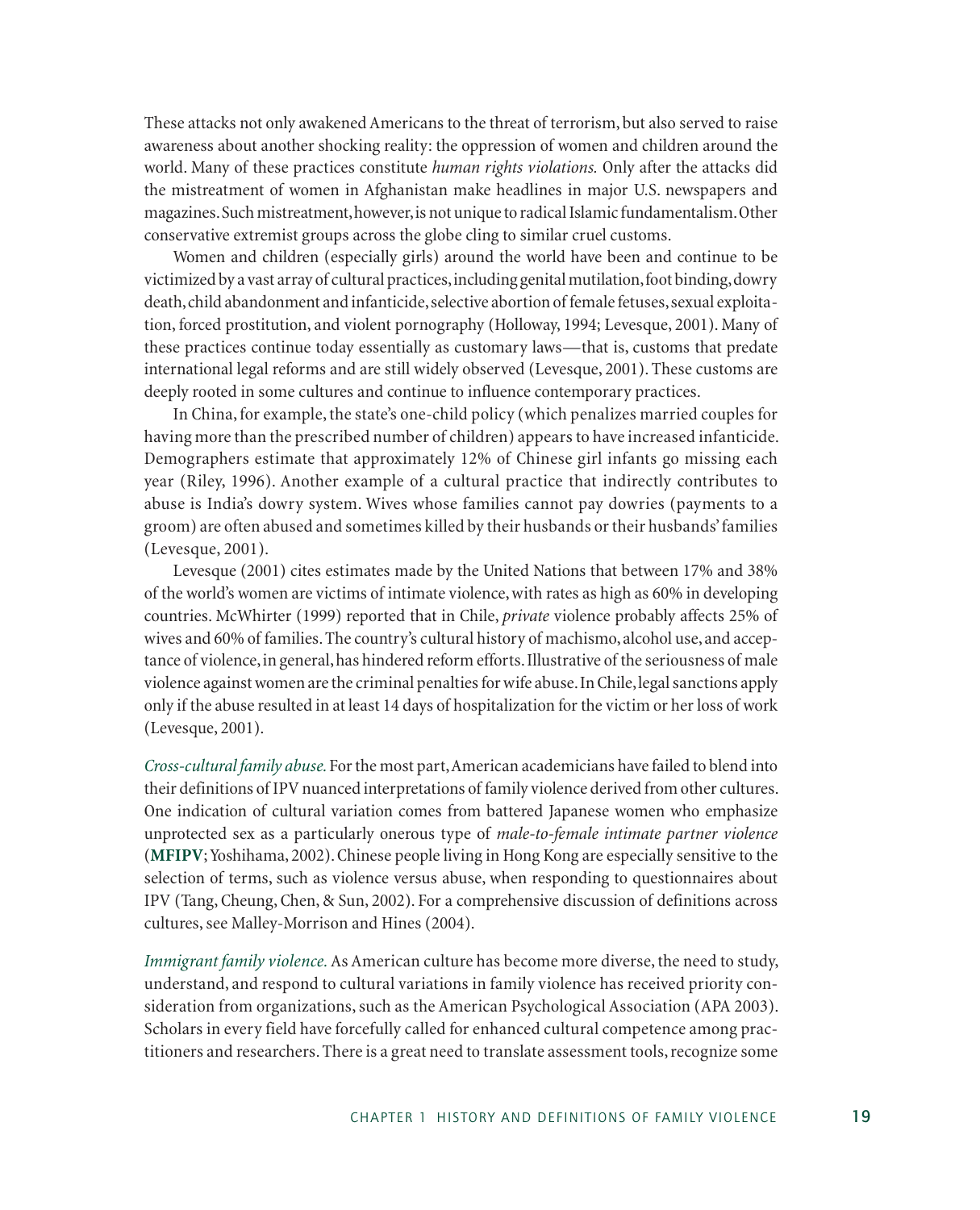These attacks not only awakened Americans to the threat of terrorism, but also served to raise awareness about another shocking reality: the oppression of women and children around the world. Many of these practices constitute *human rights violations.* Only after the attacks did the mistreatment of women in Afghanistan make headlines in major U.S. newspapers and magazines. Such mistreatment, however, is not unique to radical Islamic fundamentalism. Other conservative extremist groups across the globe cling to similar cruel customs.

Women and children (especially girls) around the world have been and continue to be victimized by a vast array of cultural practices, including genital mutilation, foot binding, dowry death, child abandonment and infanticide, selective abortion of female fetuses, sexual exploitation, forced prostitution, and violent pornography (Holloway, 1994; Levesque, 2001). Many of these practices continue today essentially as customary laws—that is, customs that predate international legal reforms and are still widely observed (Levesque, 2001). These customs are deeply rooted in some cultures and continue to influence contemporary practices.

In China, for example, the state's one-child policy (which penalizes married couples for having more than the prescribed number of children) appears to have increased infanticide. Demographers estimate that approximately 12% of Chinese girl infants go missing each year (Riley, 1996). Another example of a cultural practice that indirectly contributes to abuse is India's dowry system. Wives whose families cannot pay dowries (payments to a groom) are often abused and sometimes killed by their husbands or their husbands' families (Levesque, 2001).

Levesque (2001) cites estimates made by the United Nations that between 17% and 38% of the world's women are victims of intimate violence, with rates as high as 60% in developing countries. McWhirter (1999) reported that in Chile, *private* violence probably affects 25% of wives and 60% of families. The country's cultural history of machismo, alcohol use, and acceptance of violence, in general, has hindered reform efforts. Illustrative of the seriousness of male violence against women are the criminal penalties for wife abuse. In Chile, legal sanctions apply only if the abuse resulted in at least 14 days of hospitalization for the victim or her loss of work (Levesque, 2001).

*Cross-cultural family abuse.* For the most part, American academicians have failed to blend into their definitions of IPV nuanced interpretations of family violence derived from other cultures. One indication of cultural variation comes from battered Japanese women who emphasize unprotected sex as a particularly onerous type of *male-to-female intimate partner violence* (**MFIPV**; Yoshihama, 2002). Chinese people living in Hong Kong are especially sensitive to the selection of terms, such as violence versus abuse, when responding to questionnaires about IPV (Tang, Cheung, Chen, & Sun, 2002). For a comprehensive discussion of definitions across cultures, see Malley-Morrison and Hines (2004).

*Immigrant family violence.* As American culture has become more diverse, the need to study, understand, and respond to cultural variations in family violence has received priority consideration from organizations, such as the American Psychological Association (APA 2003). Scholars in every field have forcefully called for enhanced cultural competence among practitioners and researchers. There is a great need to translate assessment tools, recognize some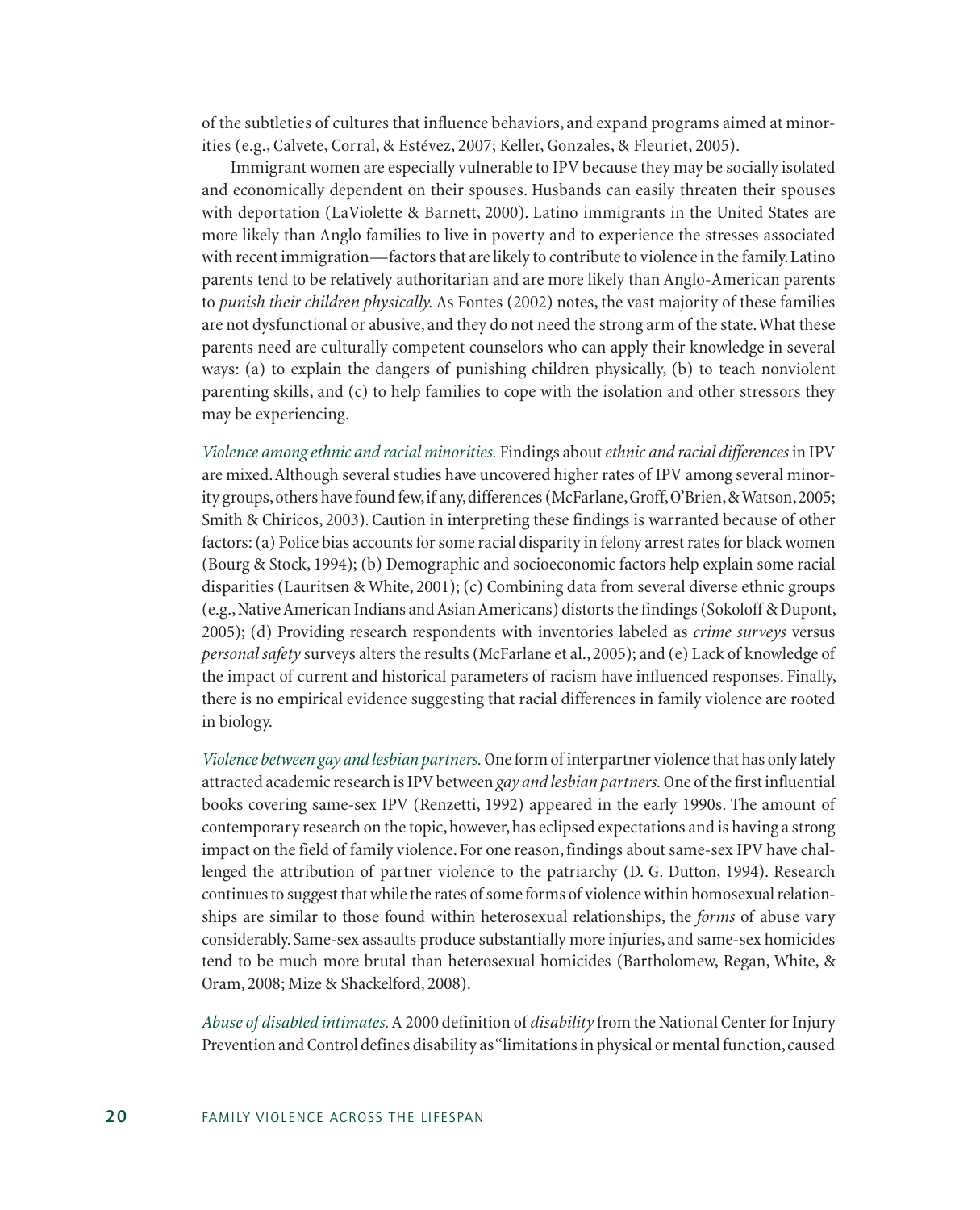of the subtleties of cultures that influence behaviors, and expand programs aimed at minorities (e.g., Calvete, Corral, & Estévez, 2007; Keller, Gonzales, & Fleuriet, 2005).

Immigrant women are especially vulnerable to IPV because they may be socially isolated and economically dependent on their spouses. Husbands can easily threaten their spouses with deportation (LaViolette & Barnett, 2000). Latino immigrants in the United States are more likely than Anglo families to live in poverty and to experience the stresses associated with recent immigration—factors that are likely to contribute to violence in the family. Latino parents tend to be relatively authoritarian and are more likely than Anglo-American parents to *punish their children physically.* As Fontes (2002) notes, the vast majority of these families are not dysfunctional or abusive, and they do not need the strong arm of the state. What these parents need are culturally competent counselors who can apply their knowledge in several ways: (a) to explain the dangers of punishing children physically, (b) to teach nonviolent parenting skills, and (c) to help families to cope with the isolation and other stressors they may be experiencing.

*Violence among ethnic and racial minorities.* Findings about *ethnic and racial differences* in IPV are mixed. Although several studies have uncovered higher rates of IPV among several minority groups, others have found few, if any, differences (McFarlane, Groff, O'Brien, & Watson, 2005; Smith & Chiricos, 2003). Caution in interpreting these findings is warranted because of other factors: (a) Police bias accounts for some racial disparity in felony arrest rates for black women (Bourg & Stock, 1994); (b) Demographic and socioeconomic factors help explain some racial disparities (Lauritsen & White, 2001); (c) Combining data from several diverse ethnic groups (e.g., Native American Indians and Asian Americans) distorts the findings (Sokoloff & Dupont, 2005); (d) Providing research respondents with inventories labeled as *crime surveys* versus *personal safety* surveys alters the results (McFarlane et al., 2005); and (e) Lack of knowledge of the impact of current and historical parameters of racism have influenced responses. Finally, there is no empirical evidence suggesting that racial differences in family violence are rooted in biology.

*Violence between gay and lesbian partners.* One form of interpartner violence that has only lately attracted academic research is IPV between *gay and lesbian partners.* One of the first influential books covering same-sex IPV (Renzetti, 1992) appeared in the early 1990s. The amount of contemporary research on the topic, however, has eclipsed expectations and is having a strong impact on the field of family violence. For one reason, findings about same-sex IPV have challenged the attribution of partner violence to the patriarchy (D. G. Dutton, 1994). Research continues to suggest that while the rates of some forms of violence within homosexual relationships are similar to those found within heterosexual relationships, the *forms* of abuse vary considerably. Same-sex assaults produce substantially more injuries, and same-sex homicides tend to be much more brutal than heterosexual homicides (Bartholomew, Regan, White, & Oram, 2008; Mize & Shackelford, 2008).

*Abuse of disabled intimates.* A 2000 definition of *disability* from the National Center for Injury Prevention and Control defines disability as "limitations in physical or mental function, caused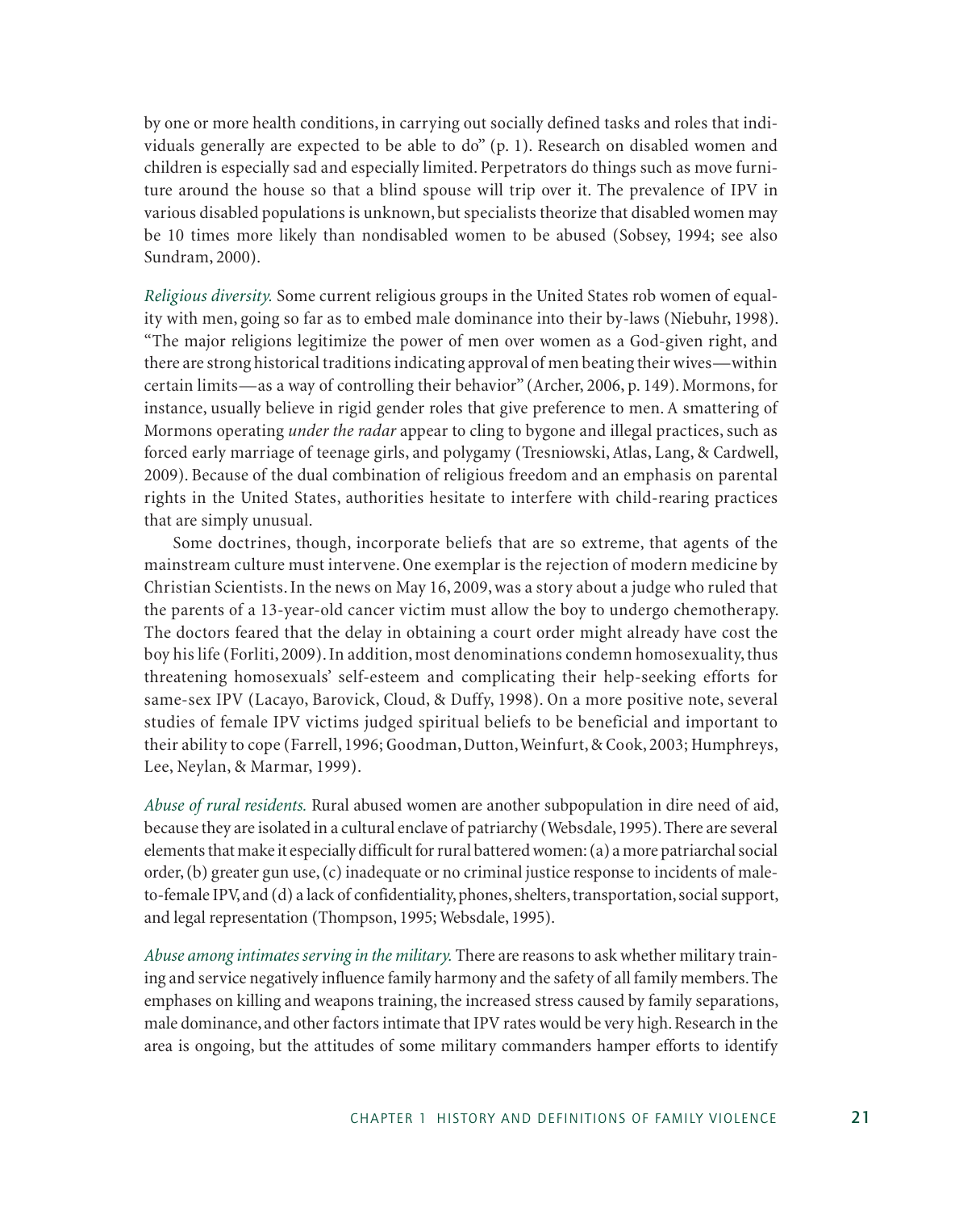by one or more health conditions, in carrying out socially defined tasks and roles that individuals generally are expected to be able to do" (p. 1). Research on disabled women and children is especially sad and especially limited. Perpetrators do things such as move furniture around the house so that a blind spouse will trip over it. The prevalence of IPV in various disabled populations is unknown, but specialists theorize that disabled women may be 10 times more likely than nondisabled women to be abused (Sobsey, 1994; see also Sundram, 2000).

*Religious diversity.* Some current religious groups in the United States rob women of equality with men, going so far as to embed male dominance into their by-laws (Niebuhr, 1998). "The major religions legitimize the power of men over women as a God-given right, and there are strong historical traditions indicating approval of men beating their wives—within certain limits—as a way of controlling their behavior" (Archer, 2006, p. 149). Mormons, for instance, usually believe in rigid gender roles that give preference to men. A smattering of Mormons operating *under the radar* appear to cling to bygone and illegal practices, such as forced early marriage of teenage girls, and polygamy (Tresniowski, Atlas, Lang, & Cardwell, 2009). Because of the dual combination of religious freedom and an emphasis on parental rights in the United States, authorities hesitate to interfere with child-rearing practices that are simply unusual.

Some doctrines, though, incorporate beliefs that are so extreme, that agents of the mainstream culture must intervene. One exemplar is the rejection of modern medicine by Christian Scientists. In the news on May 16, 2009, was a story about a judge who ruled that the parents of a 13-year-old cancer victim must allow the boy to undergo chemotherapy. The doctors feared that the delay in obtaining a court order might already have cost the boy his life (Forliti, 2009). In addition, most denominations condemn homosexuality, thus threatening homosexuals' self-esteem and complicating their help-seeking efforts for same-sex IPV (Lacayo, Barovick, Cloud, & Duffy, 1998). On a more positive note, several studies of female IPV victims judged spiritual beliefs to be beneficial and important to their ability to cope (Farrell, 1996; Goodman, Dutton, Weinfurt, & Cook, 2003; Humphreys, Lee, Neylan, & Marmar, 1999).

*Abuse of rural residents.* Rural abused women are another subpopulation in dire need of aid, because they are isolated in a cultural enclave of patriarchy (Websdale, 1995). There are several elements that make it especially difficult for rural battered women: (a) a more patriarchal social order, (b) greater gun use, (c) inadequate or no criminal justice response to incidents of male-to-female IPV, and (d) a lack of confidentiality, phones, shelters, transportation, social support, and legal representation (Thompson, 1995; Websdale, 1995).

*Abuse among intimates serving in the military.* There are reasons to ask whether military training and service negatively influence family harmony and the safety of all family members. The emphases on killing and weapons training, the increased stress caused by family separations, male dominance, and other factors intimate that IPV rates would be very high. Research in the area is ongoing, but the attitudes of some military commanders hamper efforts to identify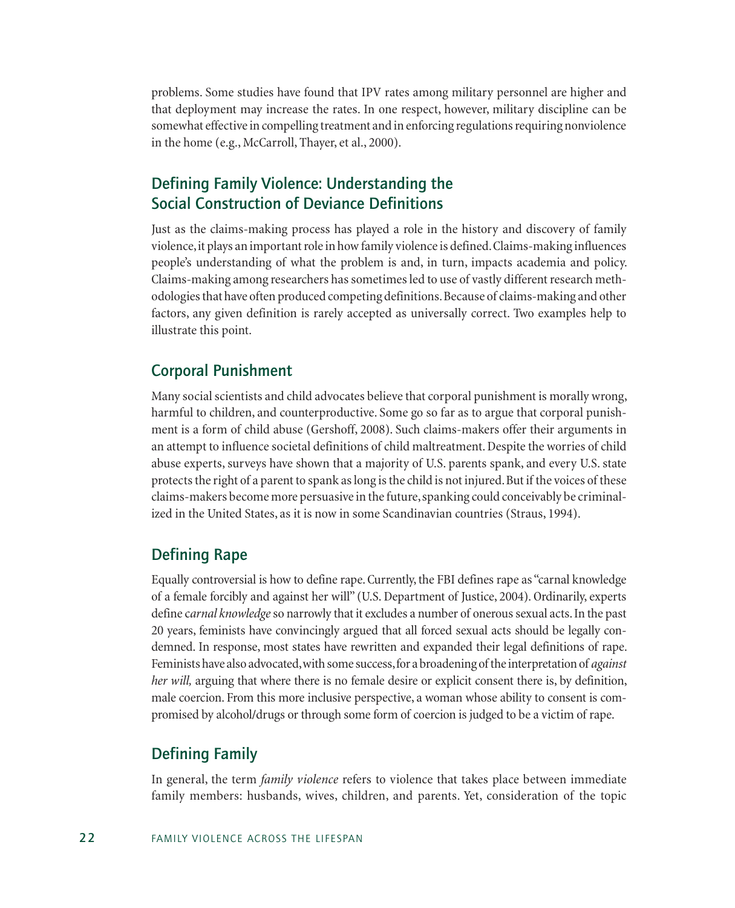problems. Some studies have found that IPV rates among military personnel are higher and that deployment may increase the rates. In one respect, however, military discipline can be somewhat effective in compelling treatment and in enforcing regulations requiring nonviolence in the home (e.g., McCarroll, Thayer, et al., 2000).

## Defining Family Violence: Understanding the Social Construction of Deviance Definitions

Just as the claims-making process has played a role in the history and discovery of family violence, it plays an important role in how family violence is defined. Claims-making influences people's understanding of what the problem is and, in turn, impacts academia and policy. Claims-making among researchers has sometimes led to use of vastly different research methodologies that have often produced competing definitions. Because of claims-making and other factors, any given definition is rarely accepted as universally correct. Two examples help to illustrate this point.

## Corporal Punishment

Many social scientists and child advocates believe that corporal punishment is morally wrong, harmful to children, and counterproductive. Some go so far as to argue that corporal punishment is a form of child abuse (Gershoff, 2008). Such claims-makers offer their arguments in an attempt to influence societal definitions of child maltreatment. Despite the worries of child abuse experts, surveys have shown that a majority of U.S. parents spank, and every U.S. state protects the right of a parent to spank as long is the child is not injured. But if the voices of these claims-makers become more persuasive in the future, spanking could conceivably be criminalized in the United States, as it is now in some Scandinavian countries (Straus, 1994).

## Defining Rape

Equally controversial is how to define rape. Currently, the FBI defines rape as "carnal knowledge of a female forcibly and against her will" (U.S. Department of Justice, 2004). Ordinarily, experts define *carnal knowledge* so narrowly that it excludes a number of onerous sexual acts. In the past 20 years, feminists have convincingly argued that all forced sexual acts should be legally condemned. In response, most states have rewritten and expanded their legal definitions of rape. Feminists have also advocated, with some success, for a broadening of the interpretation of *against her will,* arguing that where there is no female desire or explicit consent there is, by definition, male coercion. From this more inclusive perspective, a woman whose ability to consent is compromised by alcohol/drugs or through some form of coercion is judged to be a victim of rape.

## Defining Family

In general, the term *family violence* refers to violence that takes place between immediate family members: husbands, wives, children, and parents. Yet, consideration of the topic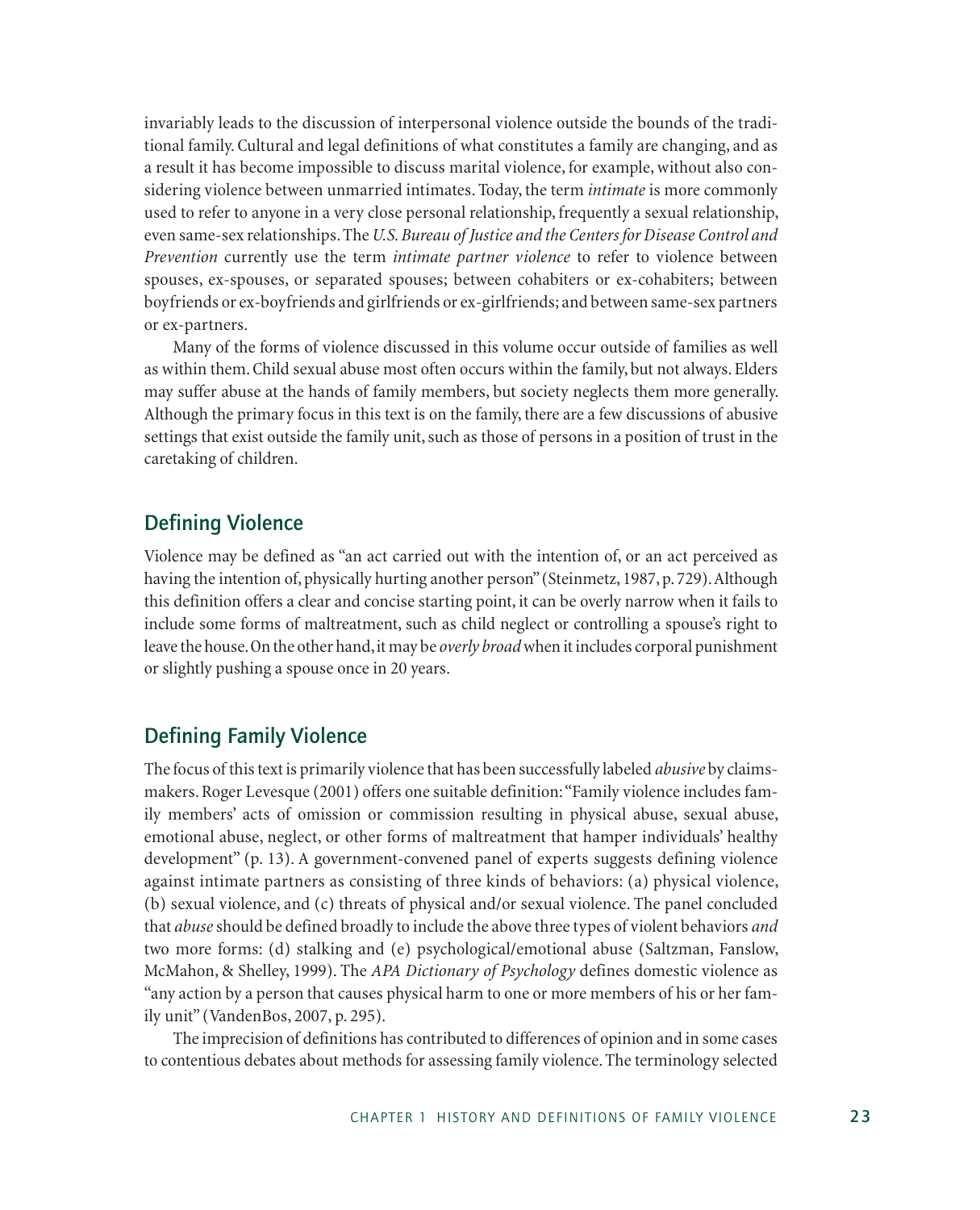invariably leads to the discussion of interpersonal violence outside the bounds of the traditional family. Cultural and legal definitions of what constitutes a family are changing, and as a result it has become impossible to discuss marital violence, for example, without also considering violence between unmarried intimates. Today, the term *intimate* is more commonly used to refer to anyone in a very close personal relationship, frequently a sexual relationship, even same-sex relationships. The *U.S. Bureau of Justice and the Centers for Disease Control and Prevention* currently use the term *intimate partner violence* to refer to violence between spouses, ex-spouses, or separated spouses; between cohabiters or ex-cohabiters; between boyfriends or ex-boyfriends and girlfriends or ex-girlfriends; and between same-sex partners or ex-partners.

Many of the forms of violence discussed in this volume occur outside of families as well as within them. Child sexual abuse most often occurs within the family, but not always. Elders may suffer abuse at the hands of family members, but society neglects them more generally. Although the primary focus in this text is on the family, there are a few discussions of abusive settings that exist outside the family unit, such as those of persons in a position of trust in the caretaking of children.

## Defining Violence

Violence may be defined as "an act carried out with the intention of, or an act perceived as having the intention of, physically hurting another person" (Steinmetz, 1987, p. 729). Although this definition offers a clear and concise starting point, it can be overly narrow when it fails to include some forms of maltreatment, such as child neglect or controlling a spouse's right to leave the house. On the other hand, it may be *overly broad* when it includes corporal punishment or slightly pushing a spouse once in 20 years.

## Defining Family Violence

The focus of this text is primarily violence that has been successfully labeled *abusive* by claims-makers. Roger Levesque (2001) offers one suitable definition: "Family violence includes family members' acts of omission or commission resulting in physical abuse, sexual abuse, emotional abuse, neglect, or other forms of maltreatment that hamper individuals' healthy development" (p. 13). A government-convened panel of experts suggests defining violence against intimate partners as consisting of three kinds of behaviors: (a) physical violence, (b) sexual violence, and (c) threats of physical and/or sexual violence. The panel concluded that *abuse* should be defined broadly to include the above three types of violent behaviors *and* two more forms: (d) stalking and (e) psychological/emotional abuse (Saltzman, Fanslow, McMahon, & Shelley, 1999). The *APA Dictionary of Psychology* defines domestic violence as "any action by a person that causes physical harm to one or more members of his or her family unit" (VandenBos, 2007, p. 295).

The imprecision of definitions has contributed to differences of opinion and in some cases to contentious debates about methods for assessing family violence. The terminology selected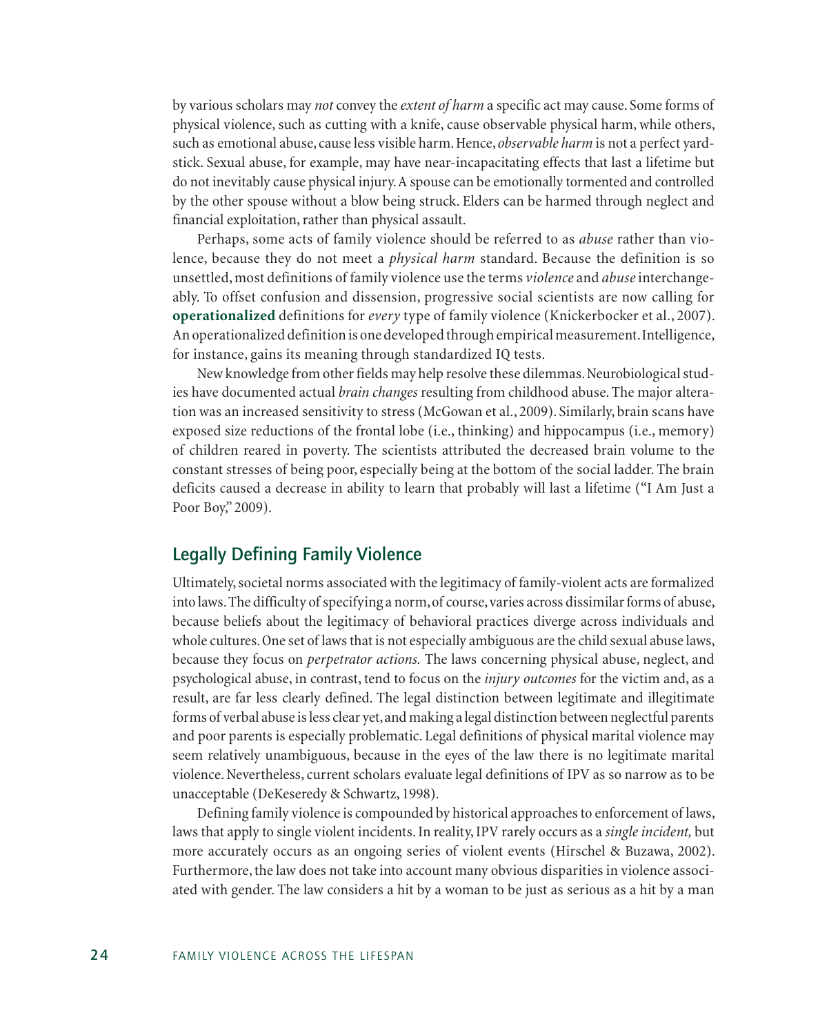by various scholars may *not* convey the *extent of harm* a specific act may cause. Some forms of physical violence, such as cutting with a knife, cause observable physical harm, while others, such as emotional abuse, cause less visible harm. Hence, *observable harm* is not a perfect yardstick. Sexual abuse, for example, may have near-incapacitating effects that last a lifetime but do not inevitably cause physical injury. A spouse can be emotionally tormented and controlled by the other spouse without a blow being struck. Elders can be harmed through neglect and financial exploitation, rather than physical assault.

Perhaps, some acts of family violence should be referred to as *abuse* rather than violence, because they do not meet a *physical harm* standard. Because the definition is so unsettled, most definitions of family violence use the terms *violence* and *abuse* interchangeably. To offset confusion and dissension, progressive social scientists are now calling for **operationalized** definitions for *every* type of family violence (Knickerbocker et al., 2007). An operationalized definition is one developed through empirical measurement. Intelligence, for instance, gains its meaning through standardized IQ tests.

New knowledge from other fields may help resolve these dilemmas. Neurobiological studies have documented actual *brain changes* resulting from childhood abuse. The major alteration was an increased sensitivity to stress (McGowan et al., 2009). Similarly, brain scans have exposed size reductions of the frontal lobe (i.e., thinking) and hippocampus (i.e., memory) of children reared in poverty. The scientists attributed the decreased brain volume to the constant stresses of being poor, especially being at the bottom of the social ladder. The brain deficits caused a decrease in ability to learn that probably will last a lifetime ("I Am Just a Poor Boy," 2009).

## Legally Defining Family Violence

Ultimately, societal norms associated with the legitimacy of family-violent acts are formalized into laws. The difficulty of specifying a norm, of course, varies across dissimilar forms of abuse, because beliefs about the legitimacy of behavioral practices diverge across individuals and whole cultures. One set of laws that is not especially ambiguous are the child sexual abuse laws, because they focus on *perpetrator actions.* The laws concerning physical abuse, neglect, and psychological abuse, in contrast, tend to focus on the *injury outcomes* for the victim and, as a result, are far less clearly defined. The legal distinction between legitimate and illegitimate forms of verbal abuse is less clear yet, and making a legal distinction between neglectful parents and poor parents is especially problematic. Legal definitions of physical marital violence may seem relatively unambiguous, because in the eyes of the law there is no legitimate marital violence. Nevertheless, current scholars evaluate legal definitions of IPV as so narrow as to be unacceptable (DeKeseredy & Schwartz, 1998).

Defining family violence is compounded by historical approaches to enforcement of laws, laws that apply to single violent incidents. In reality, IPV rarely occurs as a *single incident,* but more accurately occurs as an ongoing series of violent events (Hirschel & Buzawa, 2002). Furthermore, the law does not take into account many obvious disparities in violence associated with gender. The law considers a hit by a woman to be just as serious as a hit by a man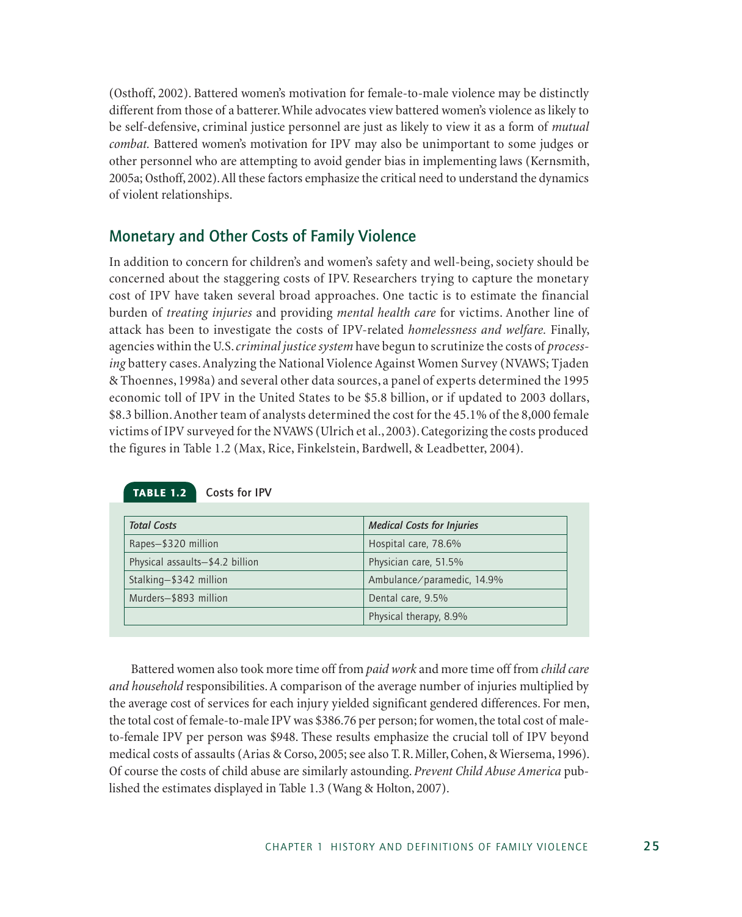(Osthoff, 2002). Battered women's motivation for female-to-male violence may be distinctly different from those of a batterer. While advocates view battered women's violence as likely to be self-defensive, criminal justice personnel are just as likely to view it as a form of *mutual combat.* Battered women's motivation for IPV may also be unimportant to some judges or other personnel who are attempting to avoid gender bias in implementing laws (Kernsmith, 2005a; Osthoff, 2002). All these factors emphasize the critical need to understand the dynamics of violent relationships.

## Monetary and Other Costs of Family Violence

In addition to concern for children's and women's safety and well-being, society should be concerned about the staggering costs of IPV. Researchers trying to capture the monetary cost of IPV have taken several broad approaches. One tactic is to estimate the financial burden of *treating injuries* and providing *mental health care* for victims. Another line of attack has been to investigate the costs of IPV-related *homelessness and welfare.* Finally, agencies within the U.S. *criminal justice system* have begun to scrutinize the costs of *processing* battery cases. Analyzing the National Violence Against Women Survey (NVAWS; Tjaden & Thoennes, 1998a) and several other data sources, a panel of experts determined the 1995 economic toll of IPV in the United States to be $5.8 billion, or if updated to 2003 dollars, $8.3 billion. Another team of analysts determined the cost for the 45.1% of the 8,000 female victims of IPV surveyed for the NVAWS (Ulrich et al., 2003). Categorizing the costs produced the figures in Table 1.2 (Max, Rice, Finkelstein, Bardwell, & Leadbetter, 2004).

**TABLE 1.2** Costs for IPV

| *Total Costs* | *Medical Costs for Injuries* |
|---|---|
| Rapes—$320 million | Hospital care, 78.6% |
| Physical assaults—$4.2 billion | Physician care, 51.5% |
| Stalking—$342 million | Ambulance/paramedic, 14.9% |
| Murders—$893 million | Dental care, 9.5% |
| | Physical therapy, 8.9% |

Battered women also took more time off from *paid work* and more time off from *child care and household* responsibilities. A comparison of the average number of injuries multiplied by the average cost of services for each injury yielded significant gendered differences. For men, the total cost of female-to-male IPV was $386.76 per person; for women, the total cost of male-to-female IPV per person was $948. These results emphasize the crucial toll of IPV beyond medical costs of assaults (Arias & Corso, 2005; see also T. R. Miller, Cohen, & Wiersema, 1996). Of course the costs of child abuse are similarly astounding. *Prevent Child Abuse America* published the estimates displayed in Table 1.3 (Wang & Holton, 2007).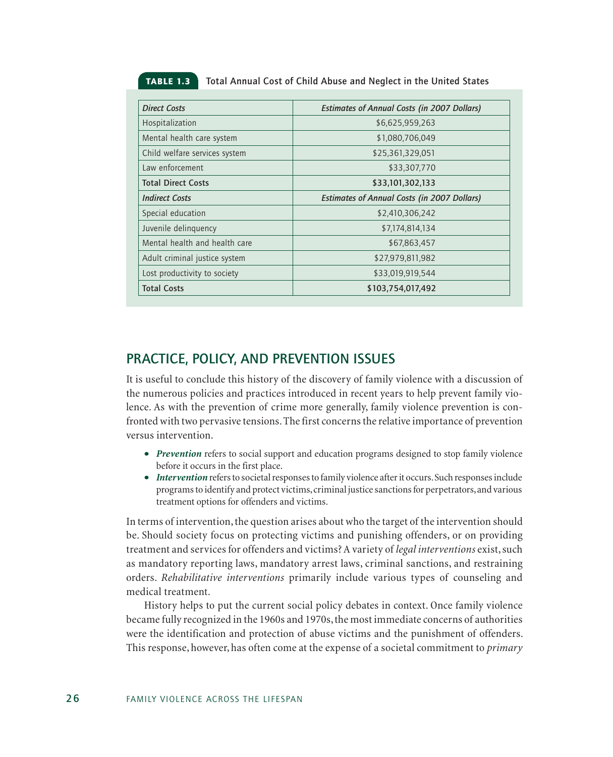**TABLE 1.3** Total Annual Cost of Child Abuse and Neglect in the United States

| *Direct Costs* | *Estimates of Annual Costs (in 2007 Dollars)* |
| --- | --- |
| Hospitalization | $6,625,959,263 |
| Mental health care system | $1,080,706,049 |
| Child welfare services system | $25,361,329,051 |
| Law enforcement | $33,307,770 |
| **Total Direct Costs** | **$33,101,302,133** |
| *Indirect Costs* | *Estimates of Annual Costs (in 2007 Dollars)* |
| Special education | $2,410,306,242 |
| Juvenile delinquency | $7,174,814,134 |
| Mental health and health care | $67,863,457 |
| Adult criminal justice system | $27,979,811,982 |
| Lost productivity to society | $33,019,919,544 |
| **Total Costs** | **$103,754,017,492** |

## PRACTICE, POLICY, AND PREVENTION ISSUES

It is useful to conclude this history of the discovery of family violence with a discussion of the numerous policies and practices introduced in recent years to help prevent family violence. As with the prevention of crime more generally, family violence prevention is confronted with two pervasive tensions. The first concerns the relative importance of prevention versus intervention.

- ***Prevention*** refers to social support and education programs designed to stop family violence before it occurs in the first place.
- ***Intervention*** refers to societal responses to family violence after it occurs. Such responses include programs to identify and protect victims, criminal justice sanctions for perpetrators, and various treatment options for offenders and victims.

In terms of intervention, the question arises about who the target of the intervention should be. Should society focus on protecting victims and punishing offenders, or on providing treatment and services for offenders and victims? A variety of *legal interventions* exist, such as mandatory reporting laws, mandatory arrest laws, criminal sanctions, and restraining orders. *Rehabilitative interventions* primarily include various types of counseling and medical treatment.

History helps to put the current social policy debates in context. Once family violence became fully recognized in the 1960s and 1970s, the most immediate concerns of authorities were the identification and protection of abuse victims and the punishment of offenders. This response, however, has often come at the expense of a societal commitment to *primary*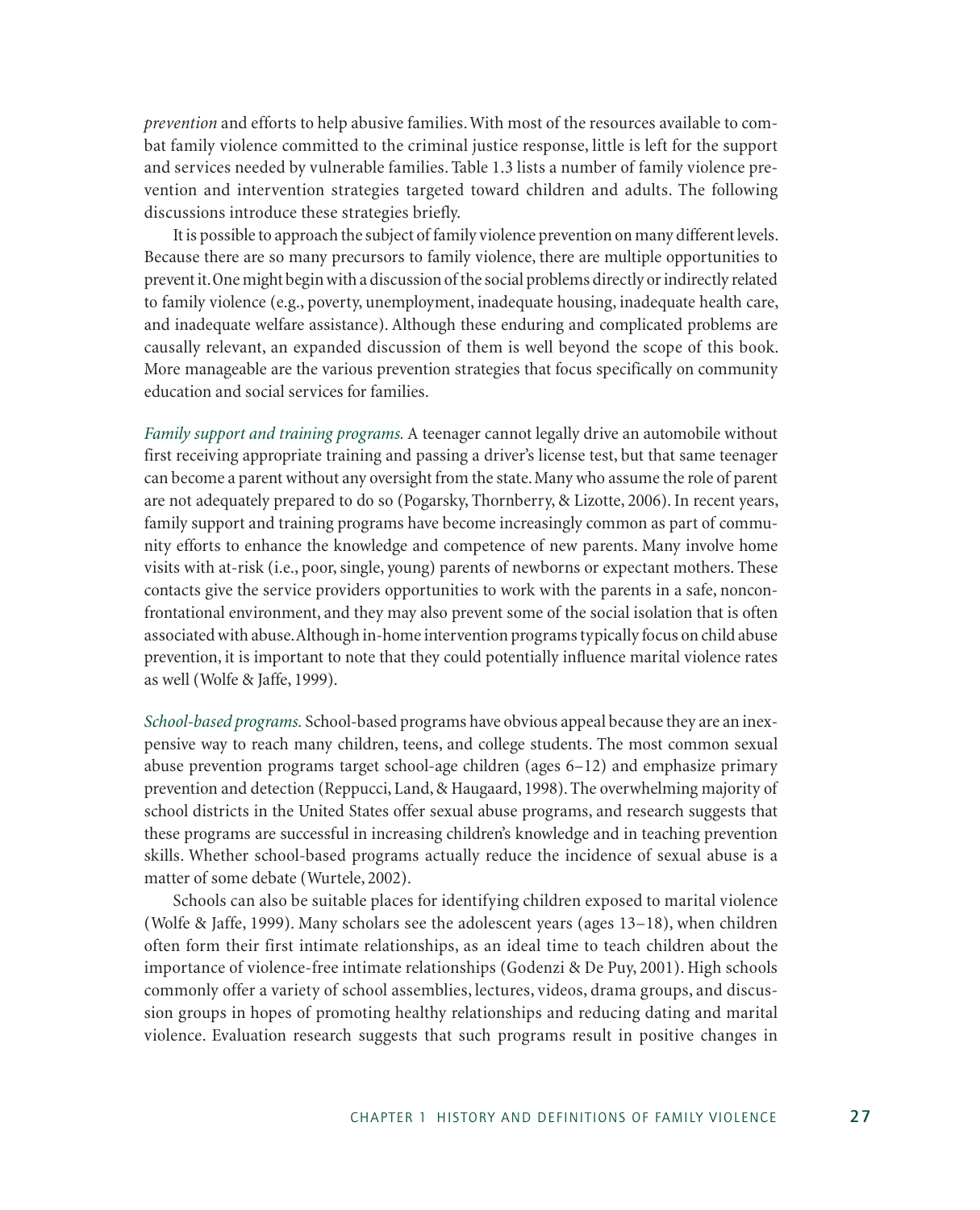*prevention* and efforts to help abusive families. With most of the resources available to combat family violence committed to the criminal justice response, little is left for the support and services needed by vulnerable families. Table 1.3 lists a number of family violence prevention and intervention strategies targeted toward children and adults. The following discussions introduce these strategies briefly.

It is possible to approach the subject of family violence prevention on many different levels. Because there are so many precursors to family violence, there are multiple opportunities to prevent it. One might begin with a discussion of the social problems directly or indirectly related to family violence (e.g., poverty, unemployment, inadequate housing, inadequate health care, and inadequate welfare assistance). Although these enduring and complicated problems are causally relevant, an expanded discussion of them is well beyond the scope of this book. More manageable are the various prevention strategies that focus specifically on community education and social services for families.

*Family support and training programs.* A teenager cannot legally drive an automobile without first receiving appropriate training and passing a driver's license test, but that same teenager can become a parent without any oversight from the state. Many who assume the role of parent are not adequately prepared to do so (Pogarsky, Thornberry, & Lizotte, 2006). In recent years, family support and training programs have become increasingly common as part of community efforts to enhance the knowledge and competence of new parents. Many involve home visits with at-risk (i.e., poor, single, young) parents of newborns or expectant mothers. These contacts give the service providers opportunities to work with the parents in a safe, nonconfrontational environment, and they may also prevent some of the social isolation that is often associated with abuse. Although in-home intervention programs typically focus on child abuse prevention, it is important to note that they could potentially influence marital violence rates as well (Wolfe & Jaffe, 1999).

*School-based programs.* School-based programs have obvious appeal because they are an inexpensive way to reach many children, teens, and college students. The most common sexual abuse prevention programs target school-age children (ages 6–12) and emphasize primary prevention and detection (Reppucci, Land, & Haugaard, 1998). The overwhelming majority of school districts in the United States offer sexual abuse programs, and research suggests that these programs are successful in increasing children's knowledge and in teaching prevention skills. Whether school-based programs actually reduce the incidence of sexual abuse is a matter of some debate (Wurtele, 2002).

Schools can also be suitable places for identifying children exposed to marital violence (Wolfe & Jaffe, 1999). Many scholars see the adolescent years (ages 13–18), when children often form their first intimate relationships, as an ideal time to teach children about the importance of violence-free intimate relationships (Godenzi & De Puy, 2001). High schools commonly offer a variety of school assemblies, lectures, videos, drama groups, and discussion groups in hopes of promoting healthy relationships and reducing dating and marital violence. Evaluation research suggests that such programs result in positive changes in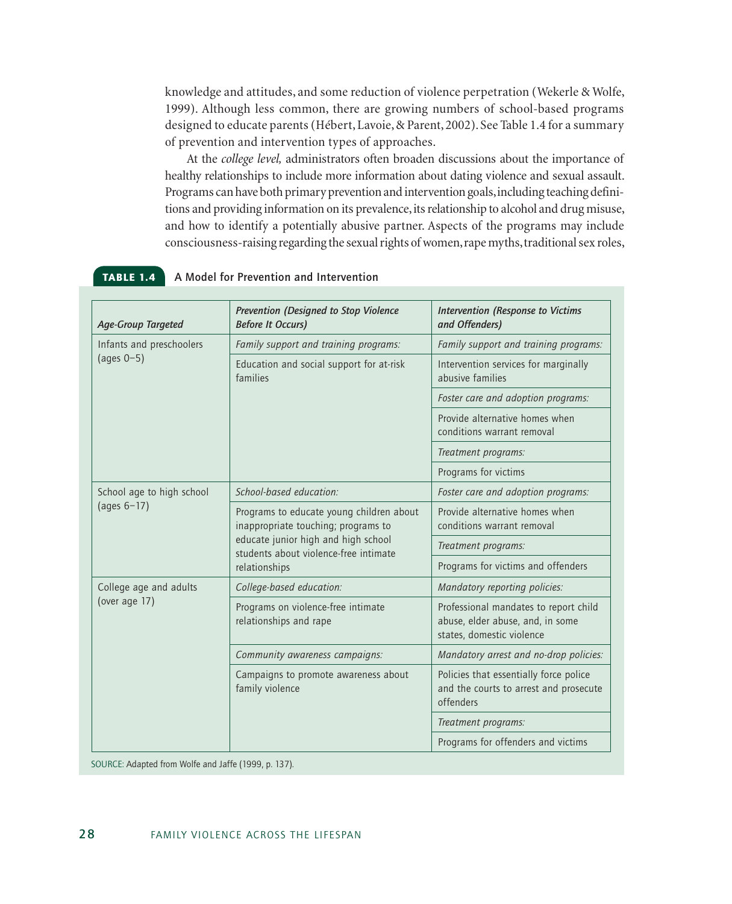knowledge and attitudes, and some reduction of violence perpetration (Wekerle & Wolfe, 1999). Although less common, there are growing numbers of school-based programs designed to educate parents (Hébert, Lavoie, & Parent, 2002). See Table 1.4 for a summary of prevention and intervention types of approaches.

At the *college level,* administrators often broaden discussions about the importance of healthy relationships to include more information about dating violence and sexual assault. Programs can have both primary prevention and intervention goals, including teaching definitions and providing information on its prevalence, its relationship to alcohol and drug misuse, and how to identify a potentially abusive partner. Aspects of the programs may include consciousness-raising regarding the sexual rights of women, rape myths, traditional sex roles,

**TABLE 1.4** A Model for Prevention and Intervention

| *Age-Group Targeted* | *Prevention (Designed to Stop Violence Before It Occurs)* | *Intervention (Response to Victims and Offenders)* |
|---|---|---|
| Infants and preschoolers (ages 0–5) | *Family support and training programs:* | *Family support and training programs:* |
| | Education and social support for at-risk families | Intervention services for marginally abusive families |
| | | *Foster care and adoption programs:* |
| | | Provide alternative homes when conditions warrant removal |
| | | *Treatment programs:* |
| | | Programs for victims |
| School age to high school (ages 6–17) | *School-based education:* | *Foster care and adoption programs:* |
| | Programs to educate young children about inappropriate touching; programs to educate junior high and high school students about violence-free intimate relationships | Provide alternative homes when conditions warrant removal |
| | | *Treatment programs:* |
| | | Programs for victims and offenders |
| College age and adults (over age 17) | *College-based education:* | *Mandatory reporting policies:* |
| | Programs on violence-free intimate relationships and rape | Professional mandates to report child abuse, elder abuse, and, in some states, domestic violence |
| | *Community awareness campaigns:* | *Mandatory arrest and no-drop policies:* |
| | Campaigns to promote awareness about family violence | Policies that essentially force police and the courts to arrest and prosecute offenders |
| | | *Treatment programs:* |
| | | Programs for offenders and victims |

SOURCE: Adapted from Wolfe and Jaffe (1999, p. 137).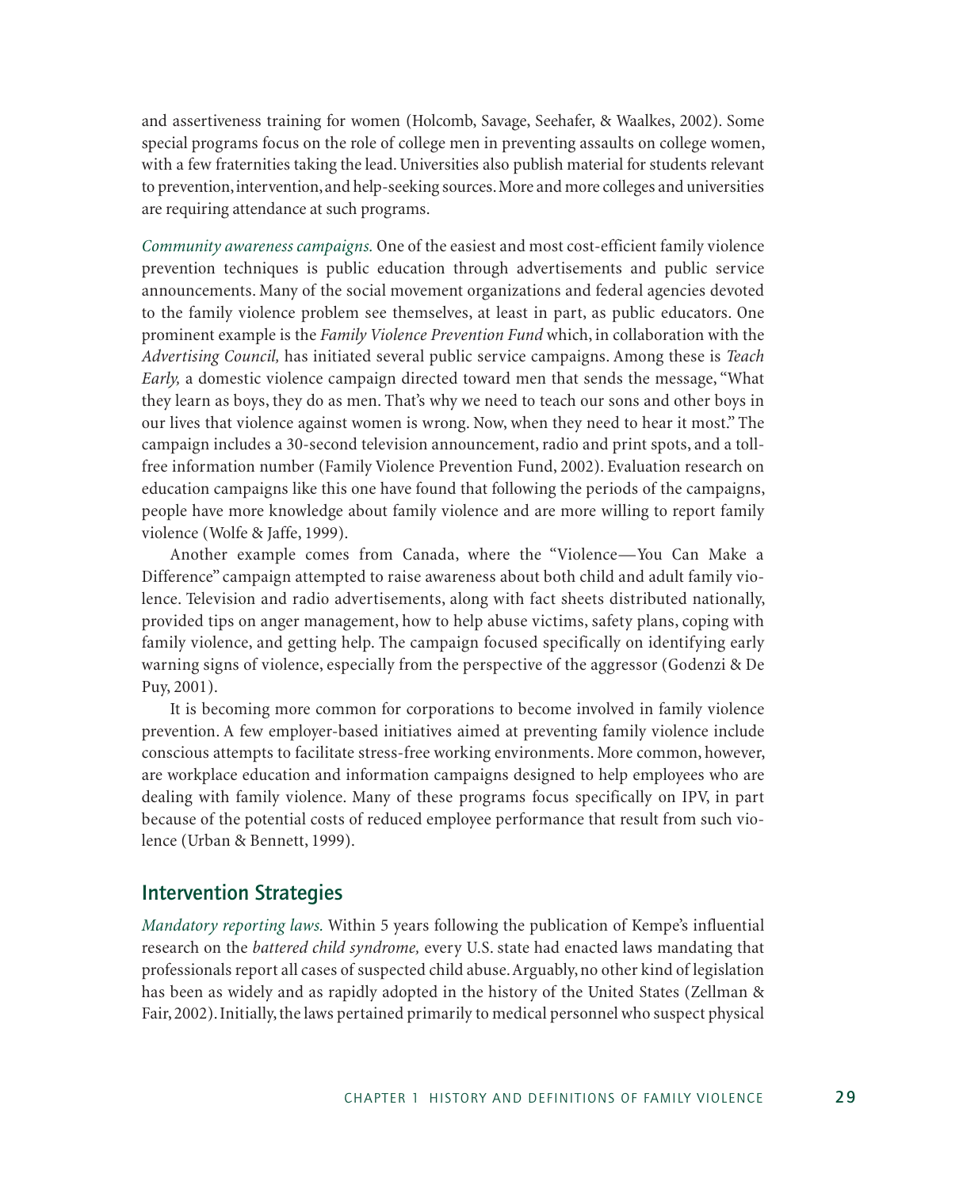and assertiveness training for women (Holcomb, Savage, Seehafer, & Waalkes, 2002). Some special programs focus on the role of college men in preventing assaults on college women, with a few fraternities taking the lead. Universities also publish material for students relevant to prevention, intervention, and help-seeking sources. More and more colleges and universities are requiring attendance at such programs.

*Community awareness campaigns.* One of the easiest and most cost-efficient family violence prevention techniques is public education through advertisements and public service announcements. Many of the social movement organizations and federal agencies devoted to the family violence problem see themselves, at least in part, as public educators. One prominent example is the *Family Violence Prevention Fund* which, in collaboration with the *Advertising Council,* has initiated several public service campaigns. Among these is *Teach Early,* a domestic violence campaign directed toward men that sends the message, "What they learn as boys, they do as men. That's why we need to teach our sons and other boys in our lives that violence against women is wrong. Now, when they need to hear it most." The campaign includes a 30-second television announcement, radio and print spots, and a toll-free information number (Family Violence Prevention Fund, 2002). Evaluation research on education campaigns like this one have found that following the periods of the campaigns, people have more knowledge about family violence and are more willing to report family violence (Wolfe & Jaffe, 1999).

Another example comes from Canada, where the "Violence—You Can Make a Difference" campaign attempted to raise awareness about both child and adult family violence. Television and radio advertisements, along with fact sheets distributed nationally, provided tips on anger management, how to help abuse victims, safety plans, coping with family violence, and getting help. The campaign focused specifically on identifying early warning signs of violence, especially from the perspective of the aggressor (Godenzi & De Puy, 2001).

It is becoming more common for corporations to become involved in family violence prevention. A few employer-based initiatives aimed at preventing family violence include conscious attempts to facilitate stress-free working environments. More common, however, are workplace education and information campaigns designed to help employees who are dealing with family violence. Many of these programs focus specifically on IPV, in part because of the potential costs of reduced employee performance that result from such violence (Urban & Bennett, 1999).

## Intervention Strategies

*Mandatory reporting laws.* Within 5 years following the publication of Kempe's influential research on the *battered child syndrome,* every U.S. state had enacted laws mandating that professionals report all cases of suspected child abuse. Arguably, no other kind of legislation has been as widely and as rapidly adopted in the history of the United States (Zellman & Fair, 2002). Initially, the laws pertained primarily to medical personnel who suspect physical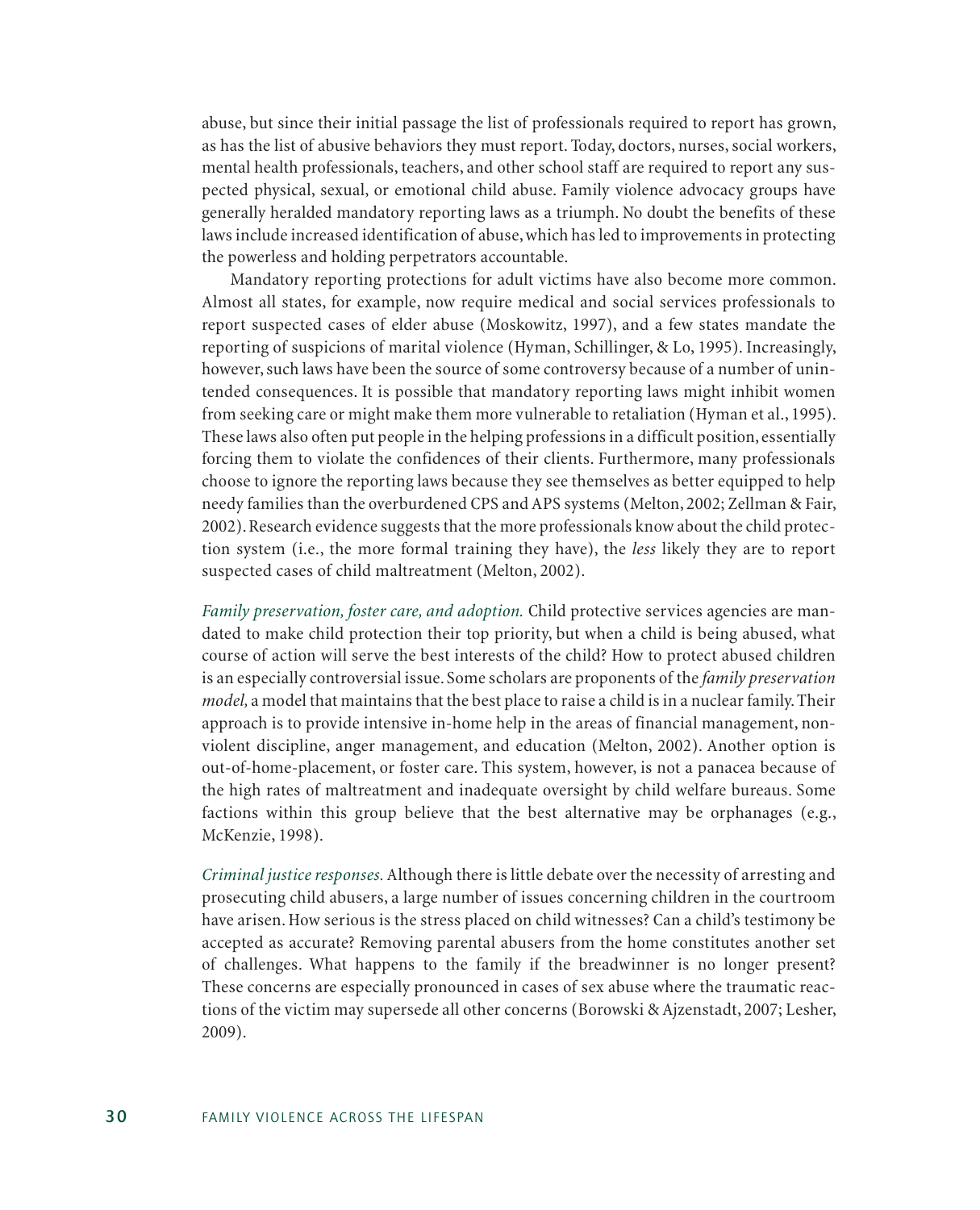abuse, but since their initial passage the list of professionals required to report has grown, as has the list of abusive behaviors they must report. Today, doctors, nurses, social workers, mental health professionals, teachers, and other school staff are required to report any suspected physical, sexual, or emotional child abuse. Family violence advocacy groups have generally heralded mandatory reporting laws as a triumph. No doubt the benefits of these laws include increased identification of abuse, which has led to improvements in protecting the powerless and holding perpetrators accountable.

Mandatory reporting protections for adult victims have also become more common. Almost all states, for example, now require medical and social services professionals to report suspected cases of elder abuse (Moskowitz, 1997), and a few states mandate the reporting of suspicions of marital violence (Hyman, Schillinger, & Lo, 1995). Increasingly, however, such laws have been the source of some controversy because of a number of unintended consequences. It is possible that mandatory reporting laws might inhibit women from seeking care or might make them more vulnerable to retaliation (Hyman et al., 1995). These laws also often put people in the helping professions in a difficult position, essentially forcing them to violate the confidences of their clients. Furthermore, many professionals choose to ignore the reporting laws because they see themselves as better equipped to help needy families than the overburdened CPS and APS systems (Melton, 2002; Zellman & Fair, 2002). Research evidence suggests that the more professionals know about the child protection system (i.e., the more formal training they have), the *less* likely they are to report suspected cases of child maltreatment (Melton, 2002).

*Family preservation, foster care, and adoption.* Child protective services agencies are mandated to make child protection their top priority, but when a child is being abused, what course of action will serve the best interests of the child? How to protect abused children is an especially controversial issue. Some scholars are proponents of the *family preservation model,* a model that maintains that the best place to raise a child is in a nuclear family. Their approach is to provide intensive in-home help in the areas of financial management, nonviolent discipline, anger management, and education (Melton, 2002). Another option is out-of-home-placement, or foster care. This system, however, is not a panacea because of the high rates of maltreatment and inadequate oversight by child welfare bureaus. Some factions within this group believe that the best alternative may be orphanages (e.g., McKenzie, 1998).

*Criminal justice responses.* Although there is little debate over the necessity of arresting and prosecuting child abusers, a large number of issues concerning children in the courtroom have arisen. How serious is the stress placed on child witnesses? Can a child's testimony be accepted as accurate? Removing parental abusers from the home constitutes another set of challenges. What happens to the family if the breadwinner is no longer present? These concerns are especially pronounced in cases of sex abuse where the traumatic reactions of the victim may supersede all other concerns (Borowski & Ajzenstadt, 2007; Lesher, 2009).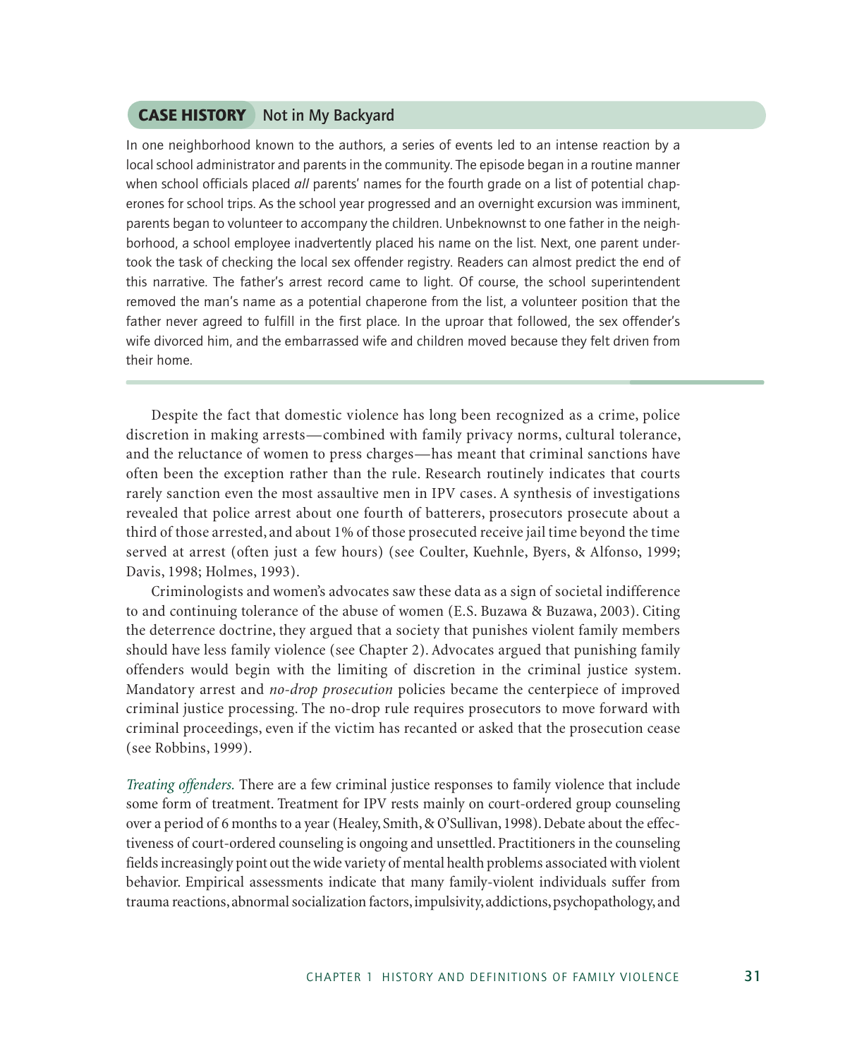**CASE HISTORY** Not in My Backyard

In one neighborhood known to the authors, a series of events led to an intense reaction by a local school administrator and parents in the community. The episode began in a routine manner when school officials placed *all* parents' names for the fourth grade on a list of potential chaperones for school trips. As the school year progressed and an overnight excursion was imminent, parents began to volunteer to accompany the children. Unbeknownst to one father in the neighborhood, a school employee inadvertently placed his name on the list. Next, one parent undertook the task of checking the local sex offender registry. Readers can almost predict the end of this narrative. The father's arrest record came to light. Of course, the school superintendent removed the man's name as a potential chaperone from the list, a volunteer position that the father never agreed to fulfill in the first place. In the uproar that followed, the sex offender's wife divorced him, and the embarrassed wife and children moved because they felt driven from their home.

---

Despite the fact that domestic violence has long been recognized as a crime, police discretion in making arrests—combined with family privacy norms, cultural tolerance, and the reluctance of women to press charges—has meant that criminal sanctions have often been the exception rather than the rule. Research routinely indicates that courts rarely sanction even the most assaultive men in IPV cases. A synthesis of investigations revealed that police arrest about one fourth of batterers, prosecutors prosecute about a third of those arrested, and about 1% of those prosecuted receive jail time beyond the time served at arrest (often just a few hours) (see Coulter, Kuehnle, Byers, & Alfonso, 1999; Davis, 1998; Holmes, 1993).

Criminologists and women's advocates saw these data as a sign of societal indifference to and continuing tolerance of the abuse of women (E.S. Buzawa & Buzawa, 2003). Citing the deterrence doctrine, they argued that a society that punishes violent family members should have less family violence (see Chapter 2). Advocates argued that punishing family offenders would begin with the limiting of discretion in the criminal justice system. Mandatory arrest and *no-drop prosecution* policies became the centerpiece of improved criminal justice processing. The no-drop rule requires prosecutors to move forward with criminal proceedings, even if the victim has recanted or asked that the prosecution cease (see Robbins, 1999).

*Treating offenders.* There are a few criminal justice responses to family violence that include some form of treatment. Treatment for IPV rests mainly on court-ordered group counseling over a period of 6 months to a year (Healey, Smith, & O'Sullivan, 1998). Debate about the effectiveness of court-ordered counseling is ongoing and unsettled. Practitioners in the counseling fields increasingly point out the wide variety of mental health problems associated with violent behavior. Empirical assessments indicate that many family-violent individuals suffer from trauma reactions, abnormal socialization factors, impulsivity, addictions, psychopathology, and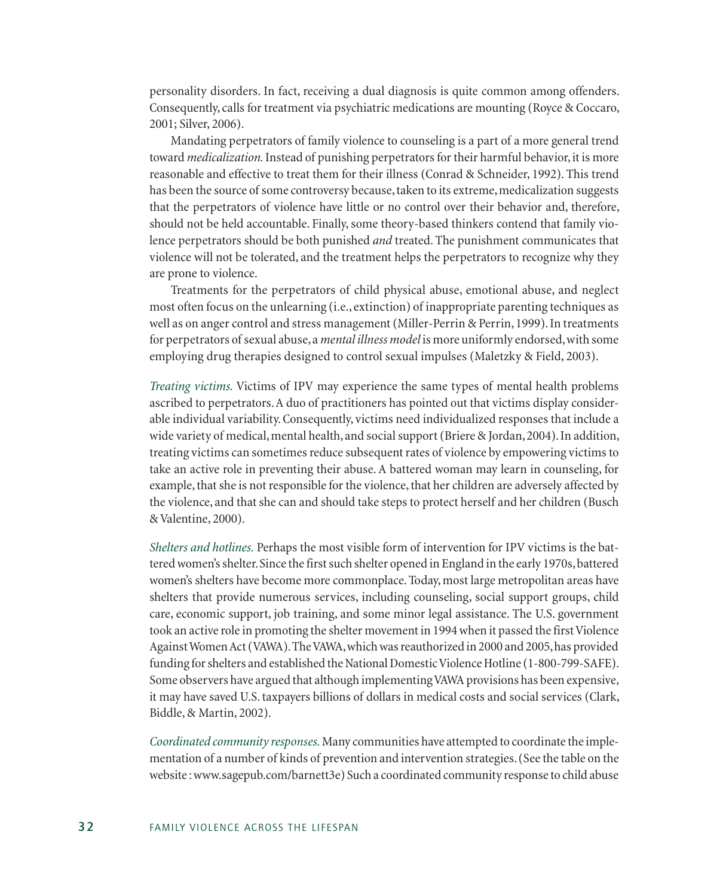personality disorders. In fact, receiving a dual diagnosis is quite common among offenders. Consequently, calls for treatment via psychiatric medications are mounting (Royce & Coccaro, 2001; Silver, 2006).

Mandating perpetrators of family violence to counseling is a part of a more general trend toward *medicalization.* Instead of punishing perpetrators for their harmful behavior, it is more reasonable and effective to treat them for their illness (Conrad & Schneider, 1992). This trend has been the source of some controversy because, taken to its extreme, medicalization suggests that the perpetrators of violence have little or no control over their behavior and, therefore, should not be held accountable. Finally, some theory-based thinkers contend that family violence perpetrators should be both punished *and* treated. The punishment communicates that violence will not be tolerated, and the treatment helps the perpetrators to recognize why they are prone to violence.

Treatments for the perpetrators of child physical abuse, emotional abuse, and neglect most often focus on the unlearning (i.e., extinction) of inappropriate parenting techniques as well as on anger control and stress management (Miller-Perrin & Perrin, 1999). In treatments for perpetrators of sexual abuse, a *mental illness model* is more uniformly endorsed, with some employing drug therapies designed to control sexual impulses (Maletzky & Field, 2003).

*Treating victims.* Victims of IPV may experience the same types of mental health problems ascribed to perpetrators. A duo of practitioners has pointed out that victims display considerable individual variability. Consequently, victims need individualized responses that include a wide variety of medical, mental health, and social support (Briere & Jordan, 2004). In addition, treating victims can sometimes reduce subsequent rates of violence by empowering victims to take an active role in preventing their abuse. A battered woman may learn in counseling, for example, that she is not responsible for the violence, that her children are adversely affected by the violence, and that she can and should take steps to protect herself and her children (Busch & Valentine, 2000).

*Shelters and hotlines.* Perhaps the most visible form of intervention for IPV victims is the battered women's shelter. Since the first such shelter opened in England in the early 1970s, battered women's shelters have become more commonplace. Today, most large metropolitan areas have shelters that provide numerous services, including counseling, social support groups, child care, economic support, job training, and some minor legal assistance. The U.S. government took an active role in promoting the shelter movement in 1994 when it passed the first Violence Against Women Act (VAWA). The VAWA, which was reauthorized in 2000 and 2005, has provided funding for shelters and established the National Domestic Violence Hotline (1-800-799-SAFE). Some observers have argued that although implementing VAWA provisions has been expensive, it may have saved U.S. taxpayers billions of dollars in medical costs and social services (Clark, Biddle, & Martin, 2002).

*Coordinated community responses.* Many communities have attempted to coordinate the implementation of a number of kinds of prevention and intervention strategies. (See the table on the website : www.sagepub.com/barnett3e) Such a coordinated community response to child abuse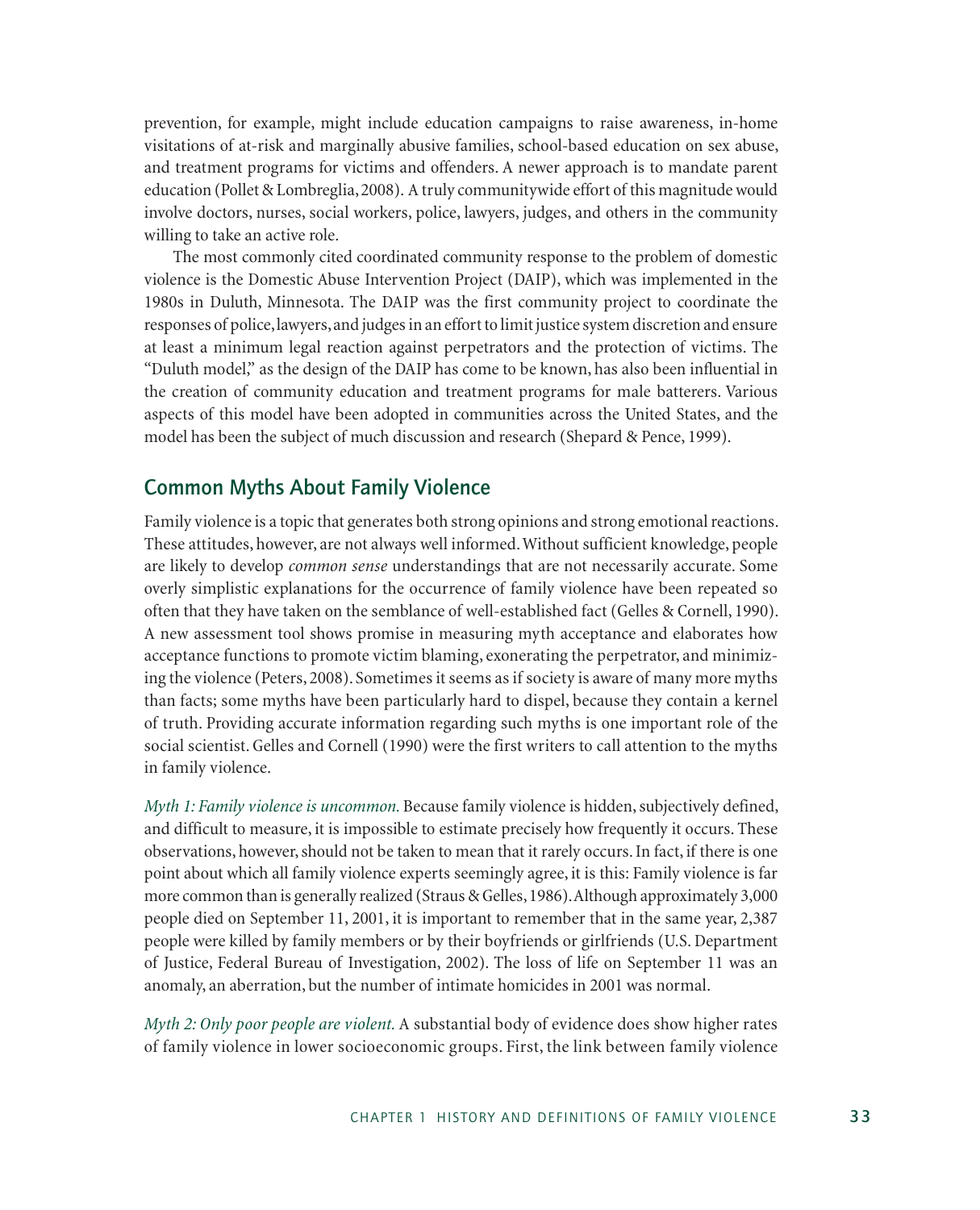prevention, for example, might include education campaigns to raise awareness, in-home visitations of at-risk and marginally abusive families, school-based education on sex abuse, and treatment programs for victims and offenders. A newer approach is to mandate parent education (Pollet & Lombreglia, 2008). A truly communitywide effort of this magnitude would involve doctors, nurses, social workers, police, lawyers, judges, and others in the community willing to take an active role.

The most commonly cited coordinated community response to the problem of domestic violence is the Domestic Abuse Intervention Project (DAIP), which was implemented in the 1980s in Duluth, Minnesota. The DAIP was the first community project to coordinate the responses of police, lawyers, and judges in an effort to limit justice system discretion and ensure at least a minimum legal reaction against perpetrators and the protection of victims. The "Duluth model," as the design of the DAIP has come to be known, has also been influential in the creation of community education and treatment programs for male batterers. Various aspects of this model have been adopted in communities across the United States, and the model has been the subject of much discussion and research (Shepard & Pence, 1999).

## Common Myths About Family Violence

Family violence is a topic that generates both strong opinions and strong emotional reactions. These attitudes, however, are not always well informed. Without sufficient knowledge, people are likely to develop *common sense* understandings that are not necessarily accurate. Some overly simplistic explanations for the occurrence of family violence have been repeated so often that they have taken on the semblance of well-established fact (Gelles & Cornell, 1990). A new assessment tool shows promise in measuring myth acceptance and elaborates how acceptance functions to promote victim blaming, exonerating the perpetrator, and minimizing the violence (Peters, 2008). Sometimes it seems as if society is aware of many more myths than facts; some myths have been particularly hard to dispel, because they contain a kernel of truth. Providing accurate information regarding such myths is one important role of the social scientist. Gelles and Cornell (1990) were the first writers to call attention to the myths in family violence.

*Myth 1: Family violence is uncommon.* Because family violence is hidden, subjectively defined, and difficult to measure, it is impossible to estimate precisely how frequently it occurs. These observations, however, should not be taken to mean that it rarely occurs. In fact, if there is one point about which all family violence experts seemingly agree, it is this: Family violence is far more common than is generally realized (Straus & Gelles, 1986). Although approximately 3,000 people died on September 11, 2001, it is important to remember that in the same year, 2,387 people were killed by family members or by their boyfriends or girlfriends (U.S. Department of Justice, Federal Bureau of Investigation, 2002). The loss of life on September 11 was an anomaly, an aberration, but the number of intimate homicides in 2001 was normal.

*Myth 2: Only poor people are violent.* A substantial body of evidence does show higher rates of family violence in lower socioeconomic groups. First, the link between family violence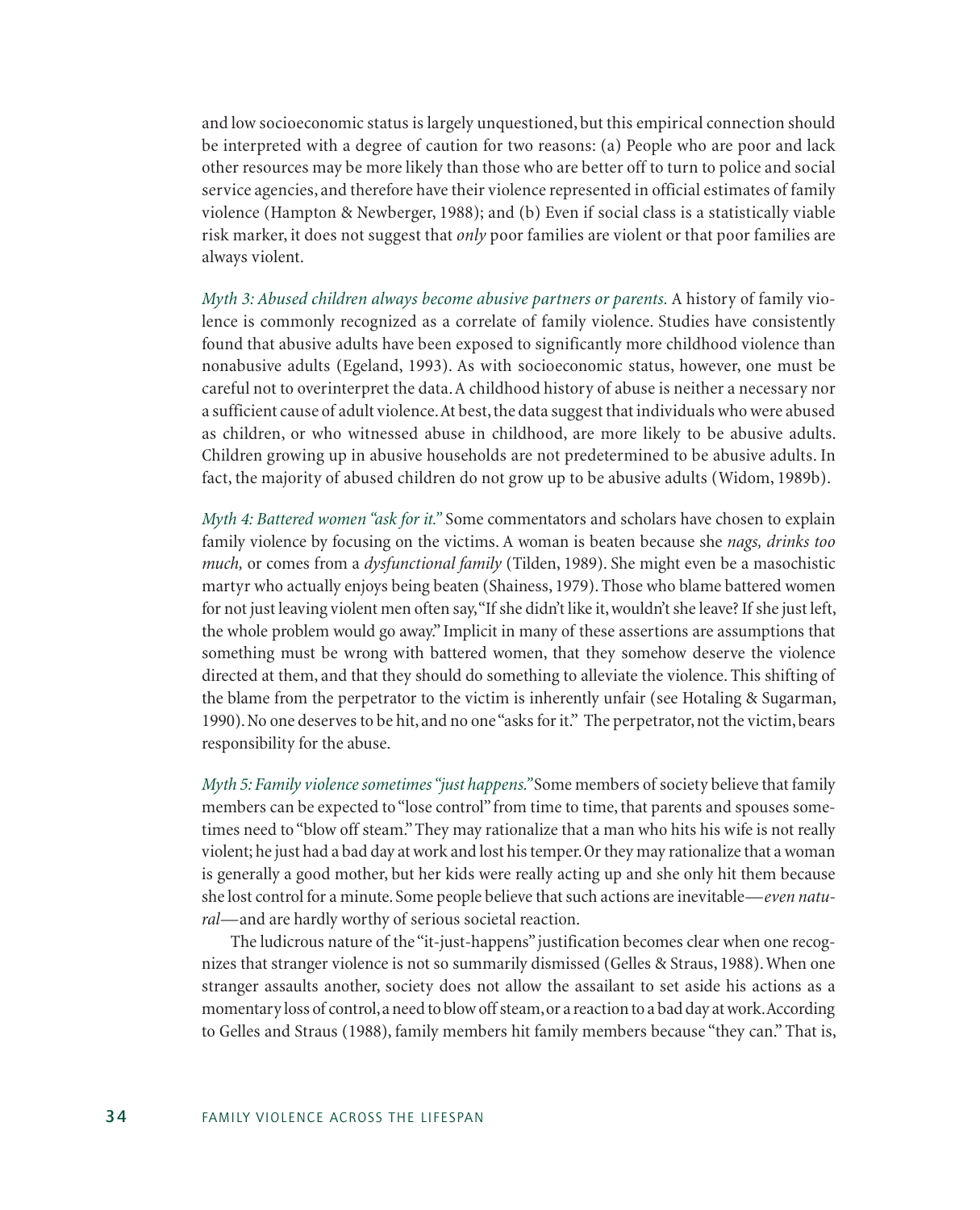and low socioeconomic status is largely unquestioned, but this empirical connection should be interpreted with a degree of caution for two reasons: (a) People who are poor and lack other resources may be more likely than those who are better off to turn to police and social service agencies, and therefore have their violence represented in official estimates of family violence (Hampton & Newberger, 1988); and (b) Even if social class is a statistically viable risk marker, it does not suggest that *only* poor families are violent or that poor families are always violent.

*Myth 3: Abused children always become abusive partners or parents.* A history of family violence is commonly recognized as a correlate of family violence. Studies have consistently found that abusive adults have been exposed to significantly more childhood violence than nonabusive adults (Egeland, 1993). As with socioeconomic status, however, one must be careful not to overinterpret the data. A childhood history of abuse is neither a necessary nor a sufficient cause of adult violence. At best, the data suggest that individuals who were abused as children, or who witnessed abuse in childhood, are more likely to be abusive adults. Children growing up in abusive households are not predetermined to be abusive adults. In fact, the majority of abused children do not grow up to be abusive adults (Widom, 1989b).

*Myth 4: Battered women "ask for it."* Some commentators and scholars have chosen to explain family violence by focusing on the victims. A woman is beaten because she *nags, drinks too much,* or comes from a *dysfunctional family* (Tilden, 1989). She might even be a masochistic martyr who actually enjoys being beaten (Shainess, 1979). Those who blame battered women for not just leaving violent men often say, "If she didn't like it, wouldn't she leave? If she just left, the whole problem would go away." Implicit in many of these assertions are assumptions that something must be wrong with battered women, that they somehow deserve the violence directed at them, and that they should do something to alleviate the violence. This shifting of the blame from the perpetrator to the victim is inherently unfair (see Hotaling & Sugarman, 1990). No one deserves to be hit, and no one "asks for it." The perpetrator, not the victim, bears responsibility for the abuse.

*Myth 5: Family violence sometimes "just happens."* Some members of society believe that family members can be expected to "lose control" from time to time, that parents and spouses sometimes need to "blow off steam." They may rationalize that a man who hits his wife is not really violent; he just had a bad day at work and lost his temper. Or they may rationalize that a woman is generally a good mother, but her kids were really acting up and she only hit them because she lost control for a minute. Some people believe that such actions are inevitable—*even natural*—and are hardly worthy of serious societal reaction.

The ludicrous nature of the "it-just-happens" justification becomes clear when one recognizes that stranger violence is not so summarily dismissed (Gelles & Straus, 1988). When one stranger assaults another, society does not allow the assailant to set aside his actions as a momentary loss of control, a need to blow off steam, or a reaction to a bad day at work. According to Gelles and Straus (1988), family members hit family members because "they can." That is,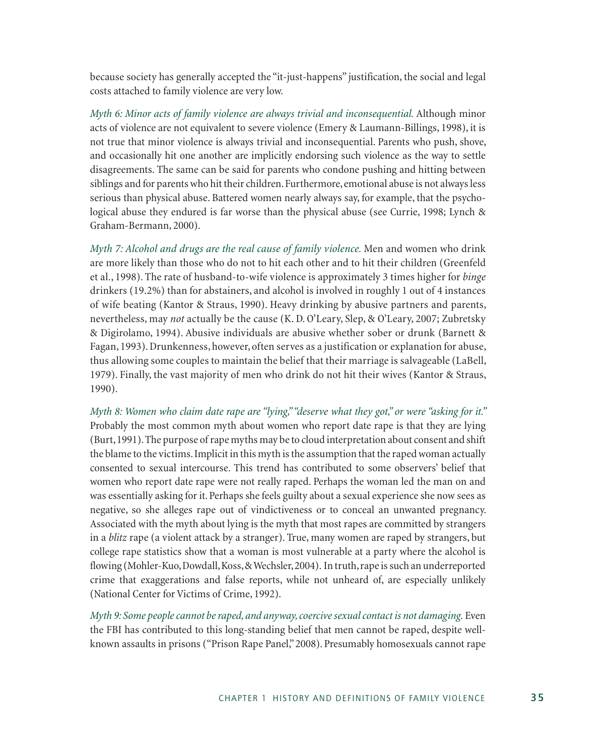because society has generally accepted the "it-just-happens" justification, the social and legal costs attached to family violence are very low.

*Myth 6: Minor acts of family violence are always trivial and inconsequential.* Although minor acts of violence are not equivalent to severe violence (Emery & Laumann-Billings, 1998), it is not true that minor violence is always trivial and inconsequential. Parents who push, shove, and occasionally hit one another are implicitly endorsing such violence as the way to settle disagreements. The same can be said for parents who condone pushing and hitting between siblings and for parents who hit their children. Furthermore, emotional abuse is not always less serious than physical abuse. Battered women nearly always say, for example, that the psychological abuse they endured is far worse than the physical abuse (see Currie, 1998; Lynch & Graham-Bermann, 2000).

*Myth 7: Alcohol and drugs are the real cause of family violence.* Men and women who drink are more likely than those who do not to hit each other and to hit their children (Greenfeld et al., 1998). The rate of husband-to-wife violence is approximately 3 times higher for *binge* drinkers (19.2%) than for abstainers, and alcohol is involved in roughly 1 out of 4 instances of wife beating (Kantor & Straus, 1990). Heavy drinking by abusive partners and parents, nevertheless, may *not* actually be the cause (K. D. O'Leary, Slep, & O'Leary, 2007; Zubretsky & Digirolamo, 1994). Abusive individuals are abusive whether sober or drunk (Barnett & Fagan, 1993). Drunkenness, however, often serves as a justification or explanation for abuse, thus allowing some couples to maintain the belief that their marriage is salvageable (LaBell, 1979). Finally, the vast majority of men who drink do not hit their wives (Kantor & Straus, 1990).

*Myth 8: Women who claim date rape are "lying," "deserve what they got," or were "asking for it."* Probably the most common myth about women who report date rape is that they are lying (Burt, 1991). The purpose of rape myths may be to cloud interpretation about consent and shift the blame to the victims. Implicit in this myth is the assumption that the raped woman actually consented to sexual intercourse. This trend has contributed to some observers' belief that women who report date rape were not really raped. Perhaps the woman led the man on and was essentially asking for it. Perhaps she feels guilty about a sexual experience she now sees as negative, so she alleges rape out of vindictiveness or to conceal an unwanted pregnancy. Associated with the myth about lying is the myth that most rapes are committed by strangers in a *blitz* rape (a violent attack by a stranger). True, many women are raped by strangers, but college rape statistics show that a woman is most vulnerable at a party where the alcohol is flowing (Mohler-Kuo, Dowdall, Koss, & Wechsler, 2004). In truth, rape is such an underreported crime that exaggerations and false reports, while not unheard of, are especially unlikely (National Center for Victims of Crime, 1992).

*Myth 9: Some people cannot be raped, and anyway, coercive sexual contact is not damaging.* Even the FBI has contributed to this long-standing belief that men cannot be raped, despite well-known assaults in prisons ("Prison Rape Panel," 2008). Presumably homosexuals cannot rape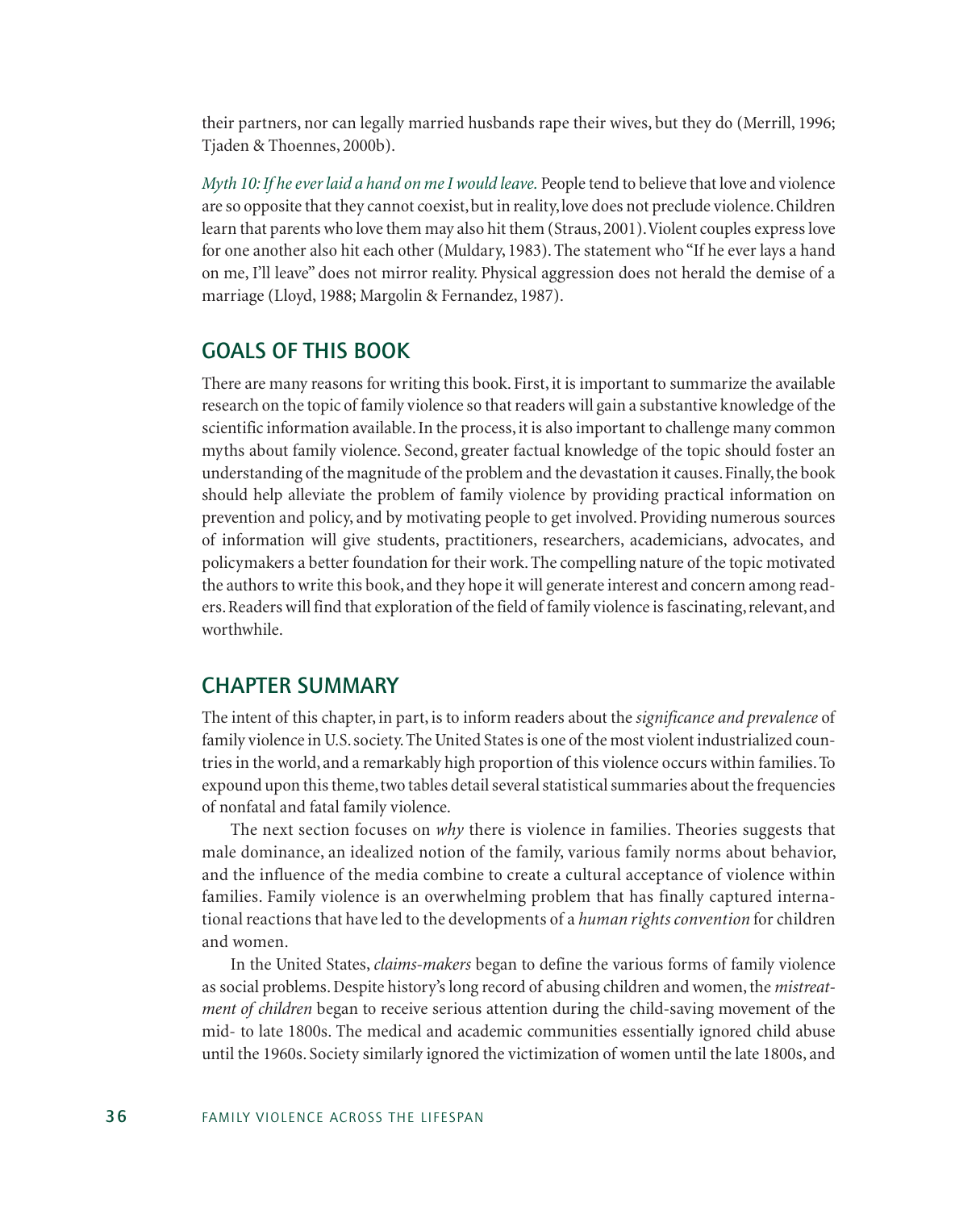their partners, nor can legally married husbands rape their wives, but they do (Merrill, 1996; Tjaden & Thoennes, 2000b).

*Myth 10: If he ever laid a hand on me I would leave.* People tend to believe that love and violence are so opposite that they cannot coexist, but in reality, love does not preclude violence. Children learn that parents who love them may also hit them (Straus, 2001). Violent couples express love for one another also hit each other (Muldary, 1983). The statement who "If he ever lays a hand on me, I'll leave" does not mirror reality. Physical aggression does not herald the demise of a marriage (Lloyd, 1988; Margolin & Fernandez, 1987).

## GOALS OF THIS BOOK

There are many reasons for writing this book. First, it is important to summarize the available research on the topic of family violence so that readers will gain a substantive knowledge of the scientific information available. In the process, it is also important to challenge many common myths about family violence. Second, greater factual knowledge of the topic should foster an understanding of the magnitude of the problem and the devastation it causes. Finally, the book should help alleviate the problem of family violence by providing practical information on prevention and policy, and by motivating people to get involved. Providing numerous sources of information will give students, practitioners, researchers, academicians, advocates, and policymakers a better foundation for their work. The compelling nature of the topic motivated the authors to write this book, and they hope it will generate interest and concern among readers. Readers will find that exploration of the field of family violence is fascinating, relevant, and worthwhile.

## CHAPTER SUMMARY

The intent of this chapter, in part, is to inform readers about the *significance and prevalence* of family violence in U.S. society. The United States is one of the most violent industrialized countries in the world, and a remarkably high proportion of this violence occurs within families. To expound upon this theme, two tables detail several statistical summaries about the frequencies of nonfatal and fatal family violence.

The next section focuses on *why* there is violence in families. Theories suggests that male dominance, an idealized notion of the family, various family norms about behavior, and the influence of the media combine to create a cultural acceptance of violence within families. Family violence is an overwhelming problem that has finally captured international reactions that have led to the developments of a *human rights convention* for children and women.

In the United States, *claims-makers* began to define the various forms of family violence as social problems. Despite history's long record of abusing children and women, the *mistreatment of children* began to receive serious attention during the child-saving movement of the mid- to late 1800s. The medical and academic communities essentially ignored child abuse until the 1960s. Society similarly ignored the victimization of women until the late 1800s, and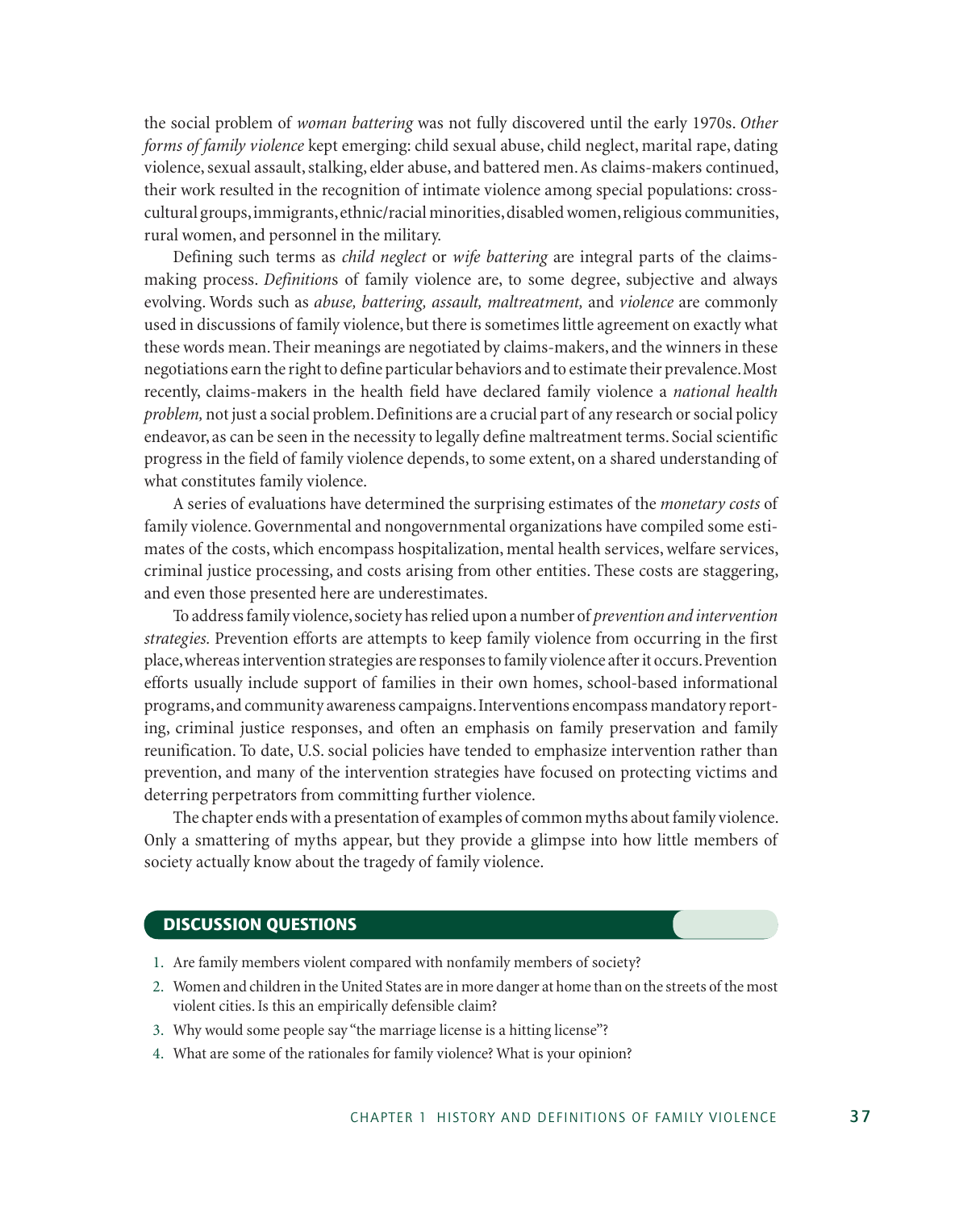the social problem of *woman battering* was not fully discovered until the early 1970s. *Other forms of family violence* kept emerging: child sexual abuse, child neglect, marital rape, dating violence, sexual assault, stalking, elder abuse, and battered men. As claims-makers continued, their work resulted in the recognition of intimate violence among special populations: cross-cultural groups, immigrants, ethnic/racial minorities, disabled women, religious communities, rural women, and personnel in the military.

Defining such terms as *child neglect* or *wife battering* are integral parts of the claims-making process. *Definition*s of family violence are, to some degree, subjective and always evolving. Words such as *abuse, battering, assault, maltreatment,* and *violence* are commonly used in discussions of family violence, but there is sometimes little agreement on exactly what these words mean. Their meanings are negotiated by claims-makers, and the winners in these negotiations earn the right to define particular behaviors and to estimate their prevalence. Most recently, claims-makers in the health field have declared family violence a *national health problem,* not just a social problem. Definitions are a crucial part of any research or social policy endeavor, as can be seen in the necessity to legally define maltreatment terms. Social scientific progress in the field of family violence depends, to some extent, on a shared understanding of what constitutes family violence.

A series of evaluations have determined the surprising estimates of the *monetary costs* of family violence. Governmental and nongovernmental organizations have compiled some estimates of the costs, which encompass hospitalization, mental health services, welfare services, criminal justice processing, and costs arising from other entities. These costs are staggering, and even those presented here are underestimates.

To address family violence, society has relied upon a number of *prevention and intervention strategies.* Prevention efforts are attempts to keep family violence from occurring in the first place, whereas intervention strategies are responses to family violence after it occurs. Prevention efforts usually include support of families in their own homes, school-based informational programs, and community awareness campaigns. Interventions encompass mandatory reporting, criminal justice responses, and often an emphasis on family preservation and family reunification. To date, U.S. social policies have tended to emphasize intervention rather than prevention, and many of the intervention strategies have focused on protecting victims and deterring perpetrators from committing further violence.

The chapter ends with a presentation of examples of common myths about family violence. Only a smattering of myths appear, but they provide a glimpse into how little members of society actually know about the tragedy of family violence.

## DISCUSSION QUESTIONS

1. Are family members violent compared with nonfamily members of society?
2. Women and children in the United States are in more danger at home than on the streets of the most violent cities. Is this an empirically defensible claim?
3. Why would some people say "the marriage license is a hitting license"?
4. What are some of the rationales for family violence? What is your opinion?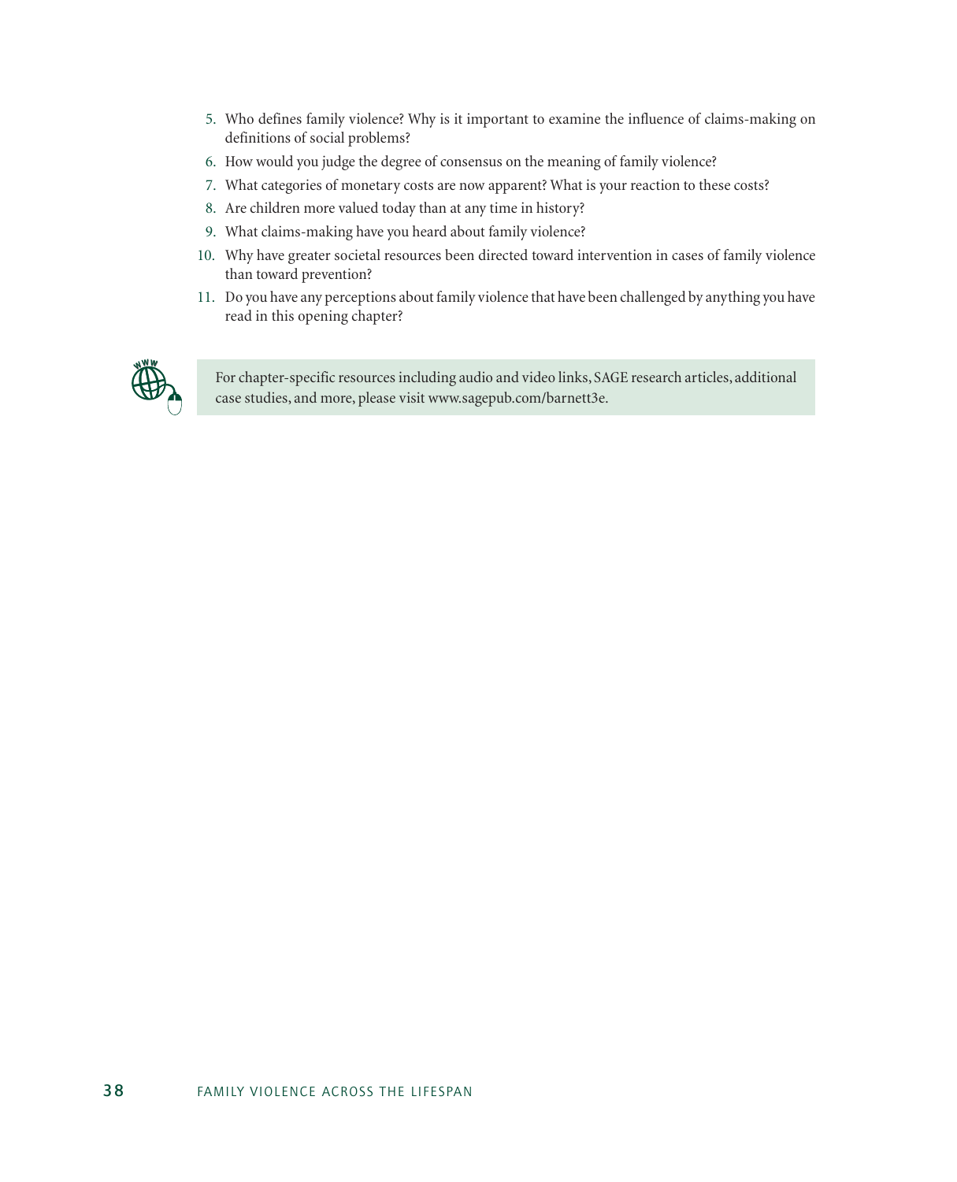5. Who defines family violence? Why is it important to examine the influence of claims-making on definitions of social problems?
6. How would you judge the degree of consensus on the meaning of family violence?
7. What categories of monetary costs are now apparent? What is your reaction to these costs?
8. Are children more valued today than at any time in history?
9. What claims-making have you heard about family violence?
10. Why have greater societal resources been directed toward intervention in cases of family violence than toward prevention?
11. Do you have any perceptions about family violence that have been challenged by anything you have read in this opening chapter?

For chapter-specific resources including audio and video links, SAGE research articles, additional case studies, and more, please visit www.sagepub.com/barnett3e.